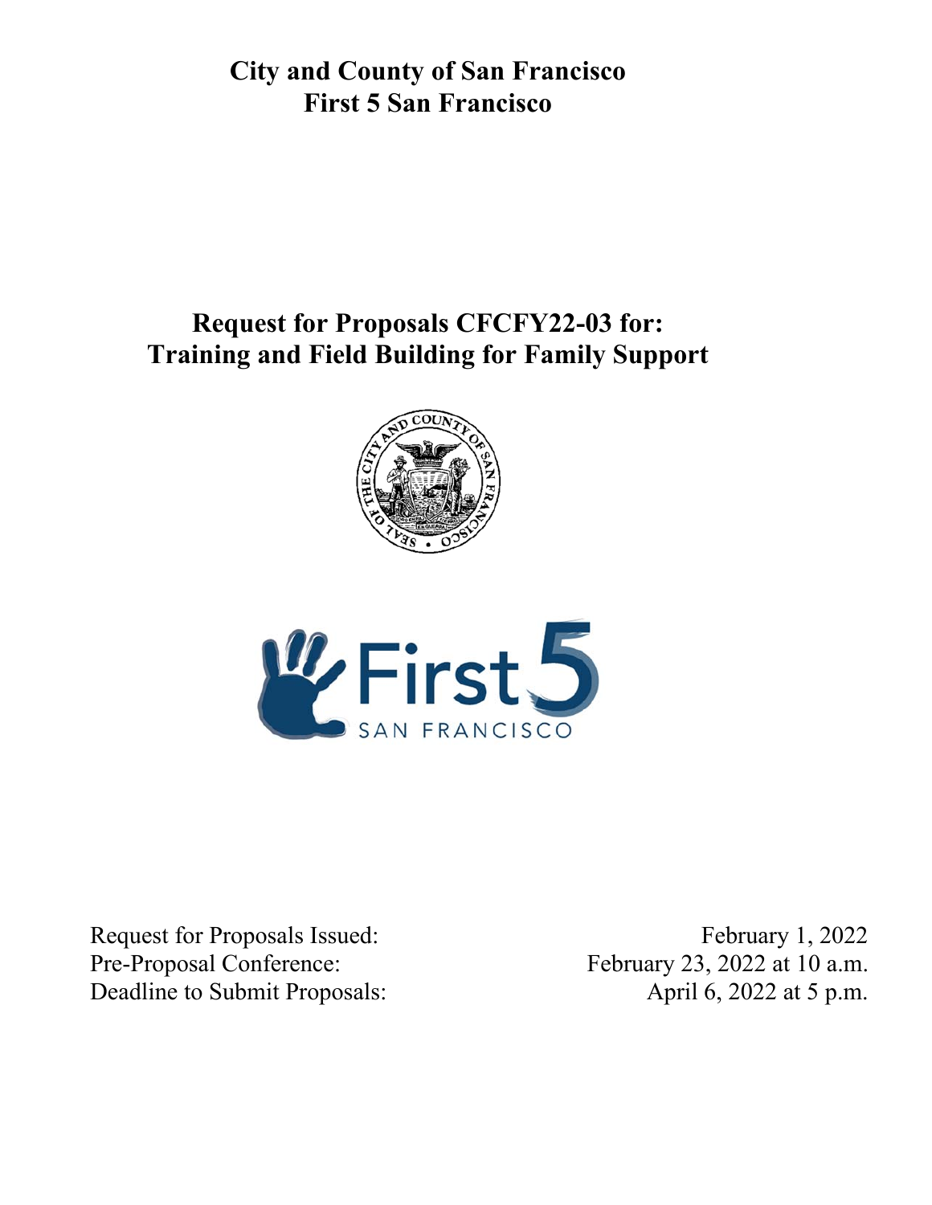# City and County of San Francisco
# First 5 San Francisco

## Request for Proposals CFCFY22-03 for: Training and Field Building for Family Support

| | |
|---|---|
| Request for Proposals Issued: | February 1, 2022 |
| Pre-Proposal Conference: | February 23, 2022 at 10 a.m. |
| Deadline to Submit Proposals: | April 6, 2022 at 5 p.m. |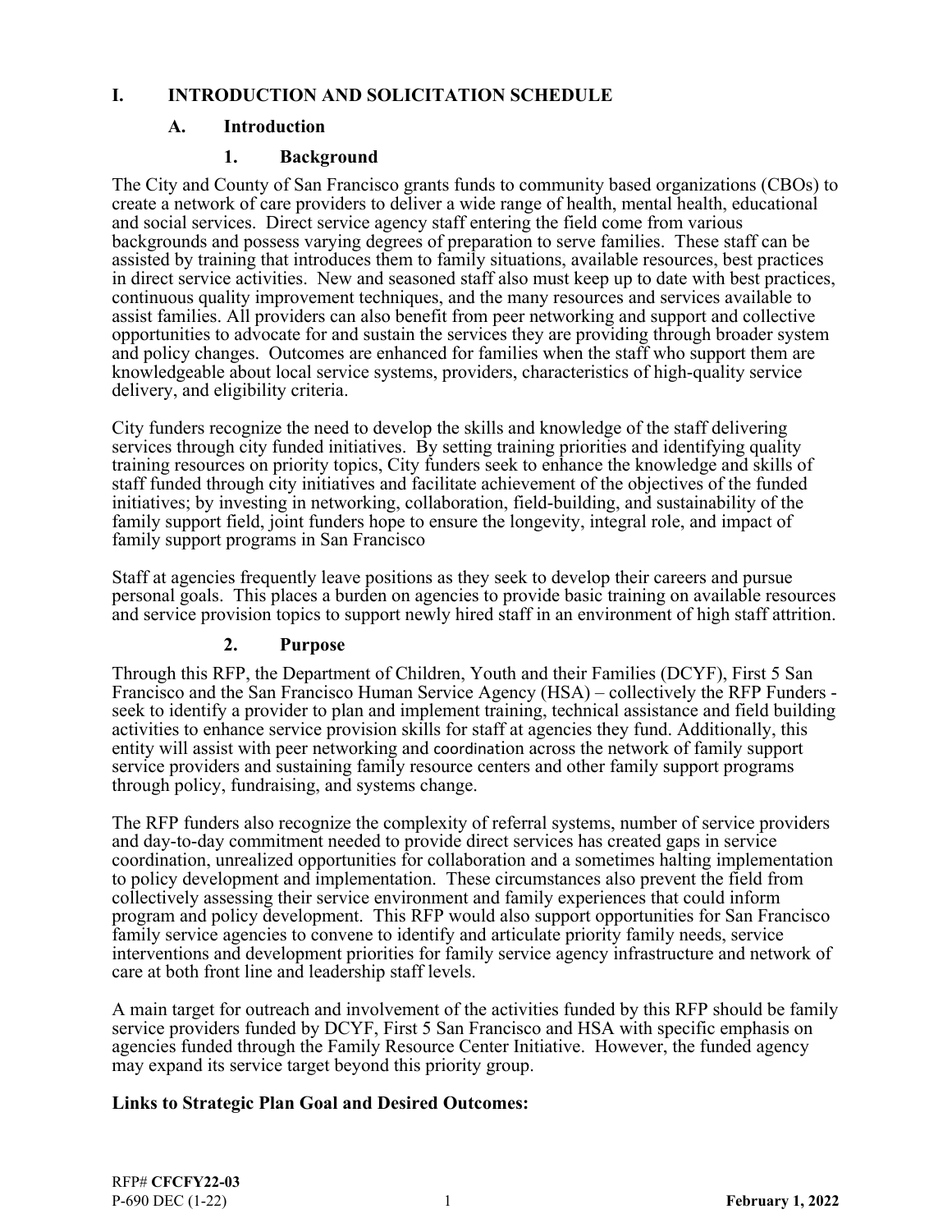# I. INTRODUCTION AND SOLICITATION SCHEDULE

## A. Introduction

### 1. Background

The City and County of San Francisco grants funds to community based organizations (CBOs) to create a network of care providers to deliver a wide range of health, mental health, educational and social services. Direct service agency staff entering the field come from various backgrounds and possess varying degrees of preparation to serve families. These staff can be assisted by training that introduces them to family situations, available resources, best practices in direct service activities. New and seasoned staff also must keep up to date with best practices, continuous quality improvement techniques, and the many resources and services available to assist families. All providers can also benefit from peer networking and support and collective opportunities to advocate for and sustain the services they are providing through broader system and policy changes. Outcomes are enhanced for families when the staff who support them are knowledgeable about local service systems, providers, characteristics of high-quality service delivery, and eligibility criteria.

City funders recognize the need to develop the skills and knowledge of the staff delivering services through city funded initiatives. By setting training priorities and identifying quality training resources on priority topics, City funders seek to enhance the knowledge and skills of staff funded through city initiatives and facilitate achievement of the objectives of the funded initiatives; by investing in networking, collaboration, field-building, and sustainability of the family support field, joint funders hope to ensure the longevity, integral role, and impact of family support programs in San Francisco

Staff at agencies frequently leave positions as they seek to develop their careers and pursue personal goals. This places a burden on agencies to provide basic training on available resources and service provision topics to support newly hired staff in an environment of high staff attrition.

### 2. Purpose

Through this RFP, the Department of Children, Youth and their Families (DCYF), First 5 San Francisco and the San Francisco Human Service Agency (HSA) – collectively the RFP Funders - seek to identify a provider to plan and implement training, technical assistance and field building activities to enhance service provision skills for staff at agencies they fund. Additionally, this entity will assist with peer networking and coordination across the network of family support service providers and sustaining family resource centers and other family support programs through policy, fundraising, and systems change.

The RFP funders also recognize the complexity of referral systems, number of service providers and day-to-day commitment needed to provide direct services has created gaps in service coordination, unrealized opportunities for collaboration and a sometimes halting implementation to policy development and implementation. These circumstances also prevent the field from collectively assessing their service environment and family experiences that could inform program and policy development. This RFP would also support opportunities for San Francisco family service agencies to convene to identify and articulate priority family needs, service interventions and development priorities for family service agency infrastructure and network of care at both front line and leadership staff levels.

A main target for outreach and involvement of the activities funded by this RFP should be family service providers funded by DCYF, First 5 San Francisco and HSA with specific emphasis on agencies funded through the Family Resource Center Initiative. However, the funded agency may expand its service target beyond this priority group.

**Links to Strategic Plan Goal and Desired Outcomes:**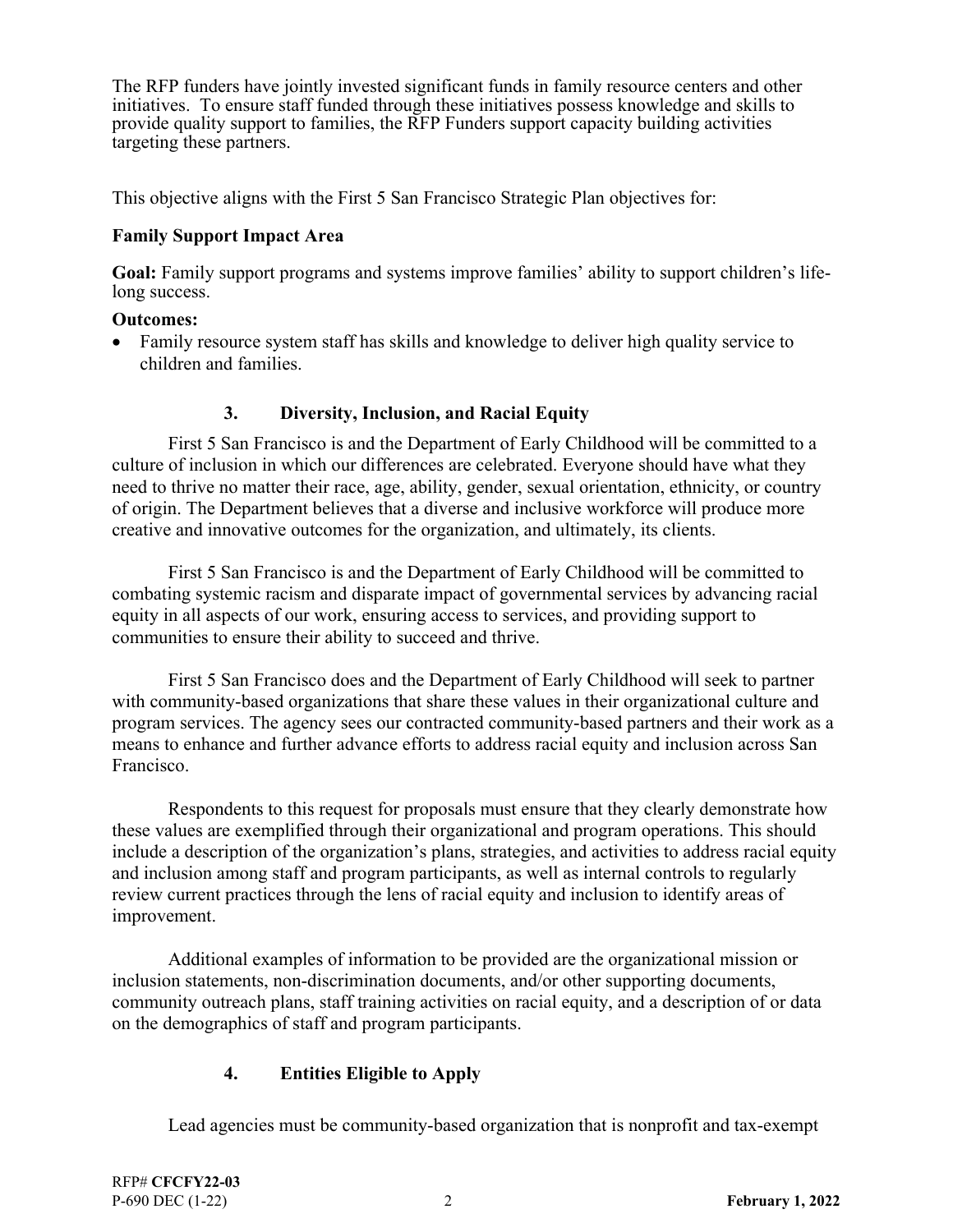The RFP funders have jointly invested significant funds in family resource centers and other initiatives. To ensure staff funded through these initiatives possess knowledge and skills to provide quality support to families, the RFP Funders support capacity building activities targeting these partners.

This objective aligns with the First 5 San Francisco Strategic Plan objectives for:

**Family Support Impact Area**

**Goal:** Family support programs and systems improve families' ability to support children's life-long success.

**Outcomes:**

- Family resource system staff has skills and knowledge to deliver high quality service to children and families.

### 3. Diversity, Inclusion, and Racial Equity

First 5 San Francisco is and the Department of Early Childhood will be committed to a culture of inclusion in which our differences are celebrated. Everyone should have what they need to thrive no matter their race, age, ability, gender, sexual orientation, ethnicity, or country of origin. The Department believes that a diverse and inclusive workforce will produce more creative and innovative outcomes for the organization, and ultimately, its clients.

First 5 San Francisco is and the Department of Early Childhood will be committed to combating systemic racism and disparate impact of governmental services by advancing racial equity in all aspects of our work, ensuring access to services, and providing support to communities to ensure their ability to succeed and thrive.

First 5 San Francisco does and the Department of Early Childhood will seek to partner with community-based organizations that share these values in their organizational culture and program services. The agency sees our contracted community-based partners and their work as a means to enhance and further advance efforts to address racial equity and inclusion across San Francisco.

Respondents to this request for proposals must ensure that they clearly demonstrate how these values are exemplified through their organizational and program operations. This should include a description of the organization's plans, strategies, and activities to address racial equity and inclusion among staff and program participants, as well as internal controls to regularly review current practices through the lens of racial equity and inclusion to identify areas of improvement.

Additional examples of information to be provided are the organizational mission or inclusion statements, non-discrimination documents, and/or other supporting documents, community outreach plans, staff training activities on racial equity, and a description of or data on the demographics of staff and program participants.

### 4. Entities Eligible to Apply

Lead agencies must be community-based organization that is nonprofit and tax-exempt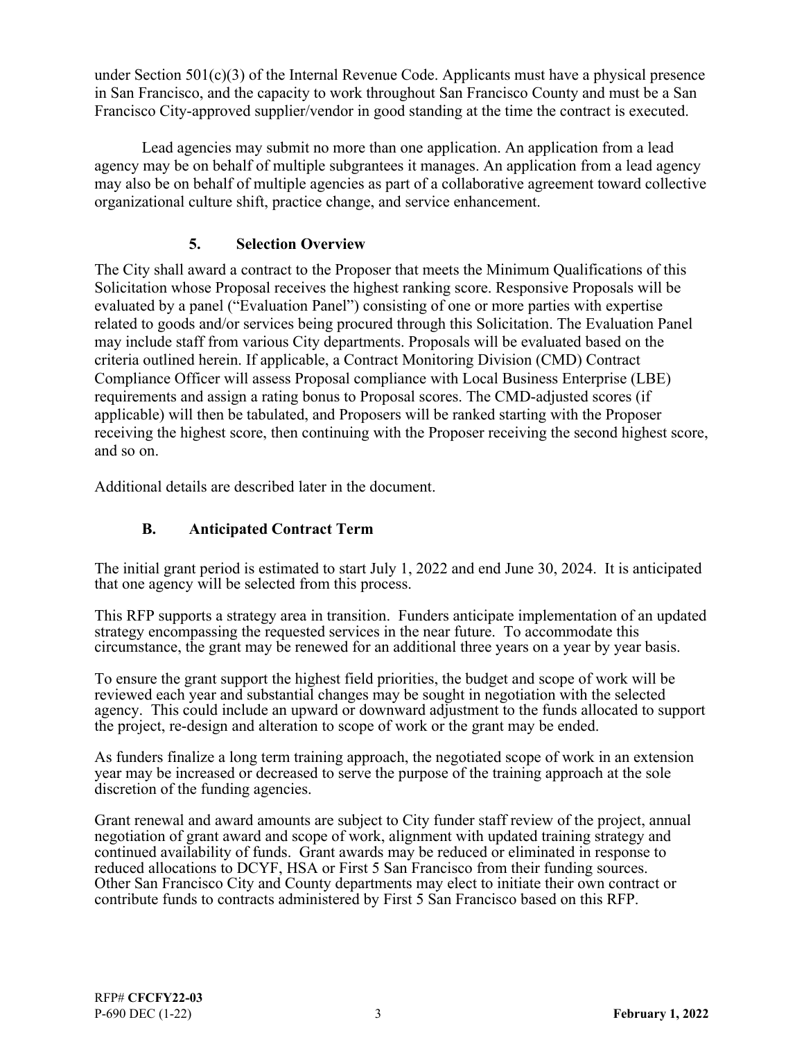under Section 501(c)(3) of the Internal Revenue Code. Applicants must have a physical presence in San Francisco, and the capacity to work throughout San Francisco County and must be a San Francisco City-approved supplier/vendor in good standing at the time the contract is executed.

Lead agencies may submit no more than one application. An application from a lead agency may be on behalf of multiple subgrantees it manages. An application from a lead agency may also be on behalf of multiple agencies as part of a collaborative agreement toward collective organizational culture shift, practice change, and service enhancement.

### 5. Selection Overview

The City shall award a contract to the Proposer that meets the Minimum Qualifications of this Solicitation whose Proposal receives the highest ranking score. Responsive Proposals will be evaluated by a panel ("Evaluation Panel") consisting of one or more parties with expertise related to goods and/or services being procured through this Solicitation. The Evaluation Panel may include staff from various City departments. Proposals will be evaluated based on the criteria outlined herein. If applicable, a Contract Monitoring Division (CMD) Contract Compliance Officer will assess Proposal compliance with Local Business Enterprise (LBE) requirements and assign a rating bonus to Proposal scores. The CMD-adjusted scores (if applicable) will then be tabulated, and Proposers will be ranked starting with the Proposer receiving the highest score, then continuing with the Proposer receiving the second highest score, and so on.

Additional details are described later in the document.

## B. Anticipated Contract Term

The initial grant period is estimated to start July 1, 2022 and end June 30, 2024. It is anticipated that one agency will be selected from this process.

This RFP supports a strategy area in transition. Funders anticipate implementation of an updated strategy encompassing the requested services in the near future. To accommodate this circumstance, the grant may be renewed for an additional three years on a year by year basis.

To ensure the grant support the highest field priorities, the budget and scope of work will be reviewed each year and substantial changes may be sought in negotiation with the selected agency. This could include an upward or downward adjustment to the funds allocated to support the project, re-design and alteration to scope of work or the grant may be ended.

As funders finalize a long term training approach, the negotiated scope of work in an extension year may be increased or decreased to serve the purpose of the training approach at the sole discretion of the funding agencies.

Grant renewal and award amounts are subject to City funder staff review of the project, annual negotiation of grant award and scope of work, alignment with updated training strategy and continued availability of funds. Grant awards may be reduced or eliminated in response to reduced allocations to DCYF, HSA or First 5 San Francisco from their funding sources. Other San Francisco City and County departments may elect to initiate their own contract or contribute funds to contracts administered by First 5 San Francisco based on this RFP.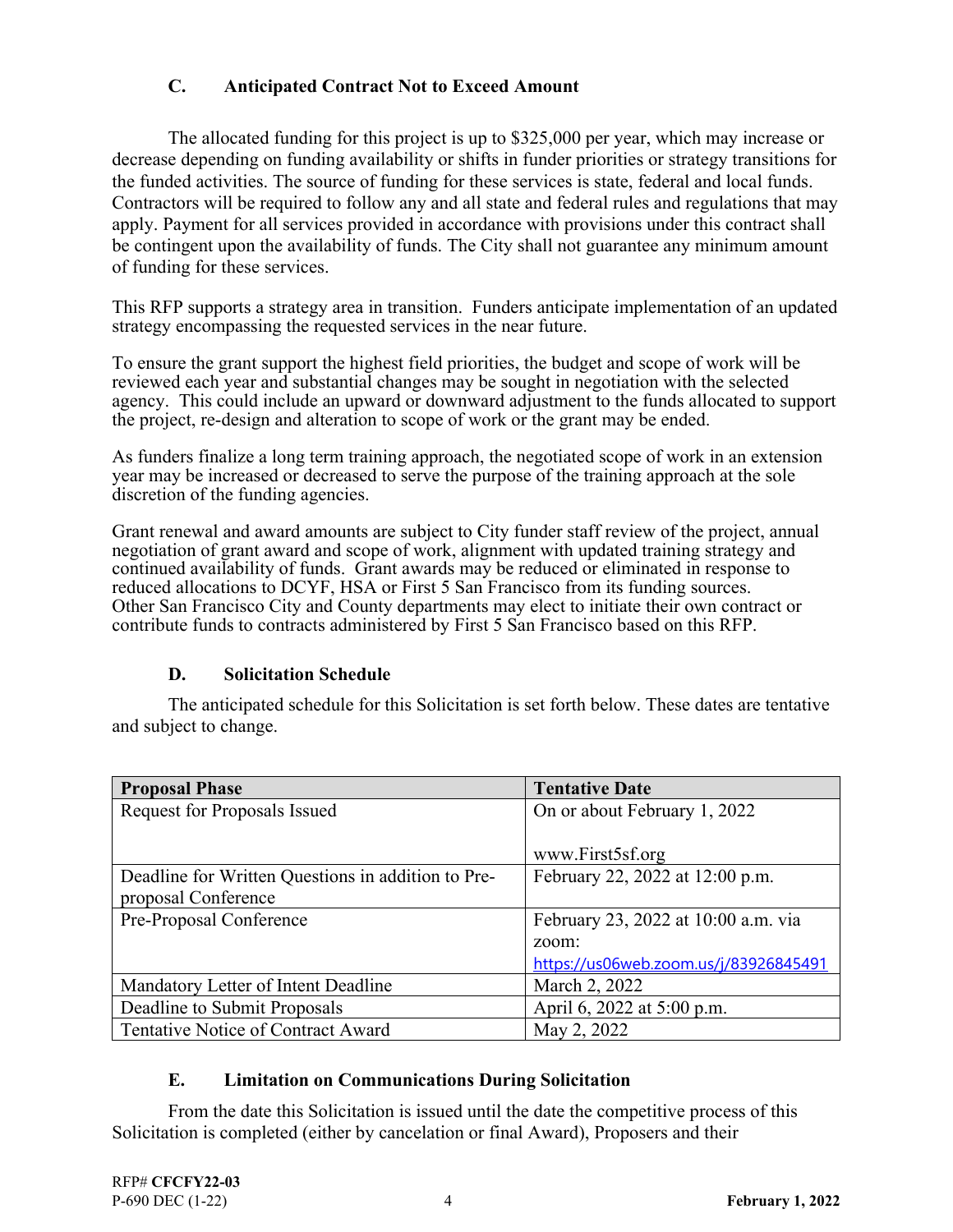### C. Anticipated Contract Not to Exceed Amount

The allocated funding for this project is up to $325,000 per year, which may increase or decrease depending on funding availability or shifts in funder priorities or strategy transitions for the funded activities. The source of funding for these services is state, federal and local funds. Contractors will be required to follow any and all state and federal rules and regulations that may apply. Payment for all services provided in accordance with provisions under this contract shall be contingent upon the availability of funds. The City shall not guarantee any minimum amount of funding for these services.

This RFP supports a strategy area in transition. Funders anticipate implementation of an updated strategy encompassing the requested services in the near future.

To ensure the grant support the highest field priorities, the budget and scope of work will be reviewed each year and substantial changes may be sought in negotiation with the selected agency. This could include an upward or downward adjustment to the funds allocated to support the project, re-design and alteration to scope of work or the grant may be ended.

As funders finalize a long term training approach, the negotiated scope of work in an extension year may be increased or decreased to serve the purpose of the training approach at the sole discretion of the funding agencies.

Grant renewal and award amounts are subject to City funder staff review of the project, annual negotiation of grant award and scope of work, alignment with updated training strategy and continued availability of funds. Grant awards may be reduced or eliminated in response to reduced allocations to DCYF, HSA or First 5 San Francisco from its funding sources. Other San Francisco City and County departments may elect to initiate their own contract or contribute funds to contracts administered by First 5 San Francisco based on this RFP.

### D. Solicitation Schedule

The anticipated schedule for this Solicitation is set forth below. These dates are tentative and subject to change.

| Proposal Phase | Tentative Date |
|---|---|
| Request for Proposals Issued | On or about February 1, 2022<br><br>www.First5sf.org |
| Deadline for Written Questions in addition to Pre-proposal Conference | February 22, 2022 at 12:00 p.m. |
| Pre-Proposal Conference | February 23, 2022 at 10:00 a.m. via zoom: https://us06web.zoom.us/j/83926845491 |
| Mandatory Letter of Intent Deadline | March 2, 2022 |
| Deadline to Submit Proposals | April 6, 2022 at 5:00 p.m. |
| Tentative Notice of Contract Award | May 2, 2022 |

### E. Limitation on Communications During Solicitation

From the date this Solicitation is issued until the date the competitive process of this Solicitation is completed (either by cancelation or final Award), Proposers and their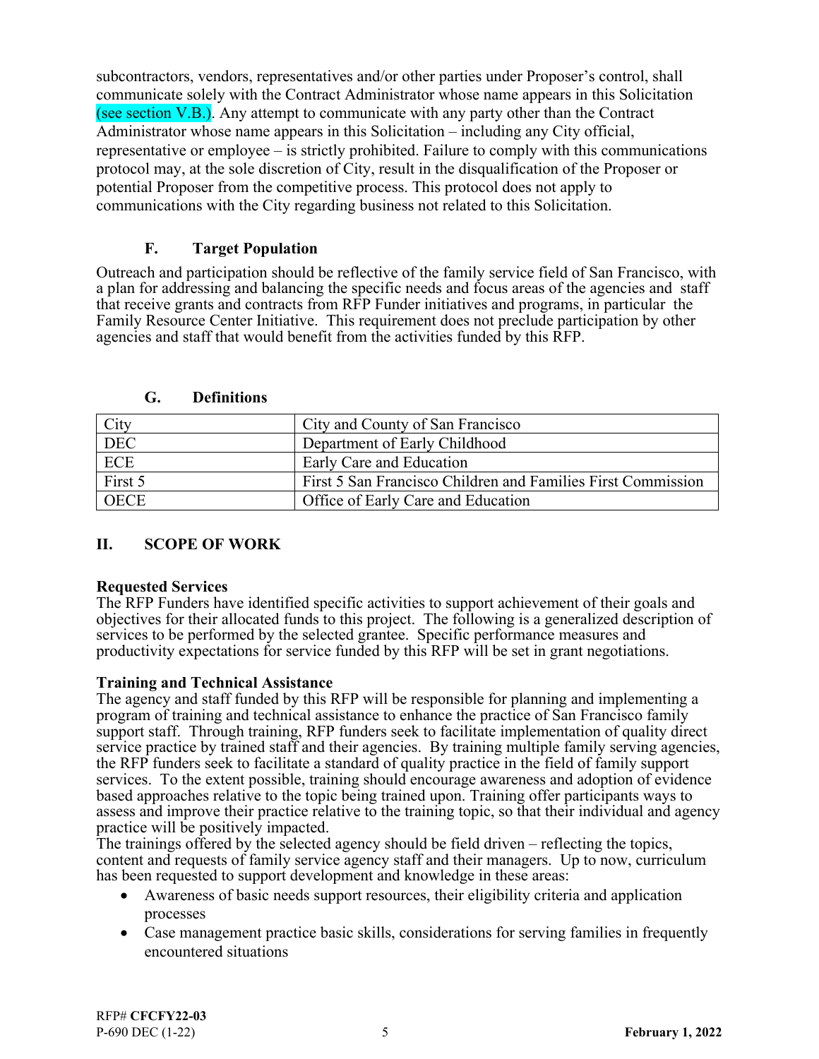subcontractors, vendors, representatives and/or other parties under Proposer's control, shall communicate solely with the Contract Administrator whose name appears in this Solicitation (see section V.B.). Any attempt to communicate with any party other than the Contract Administrator whose name appears in this Solicitation – including any City official, representative or employee – is strictly prohibited. Failure to comply with this communications protocol may, at the sole discretion of City, result in the disqualification of the Proposer or potential Proposer from the competitive process. This protocol does not apply to communications with the City regarding business not related to this Solicitation.

### F. Target Population

Outreach and participation should be reflective of the family service field of San Francisco, with a plan for addressing and balancing the specific needs and focus areas of the agencies and staff that receive grants and contracts from RFP Funder initiatives and programs, in particular the Family Resource Center Initiative. This requirement does not preclude participation by other agencies and staff that would benefit from the activities funded by this RFP.

### G. Definitions

| City | City and County of San Francisco |
|---|---|
| DEC | Department of Early Childhood |
| ECE | Early Care and Education |
| First 5 | First 5 San Francisco Children and Families First Commission |
| OECE | Office of Early Care and Education |

## II. SCOPE OF WORK

**Requested Services**
The RFP Funders have identified specific activities to support achievement of their goals and objectives for their allocated funds to this project. The following is a generalized description of services to be performed by the selected grantee. Specific performance measures and productivity expectations for service funded by this RFP will be set in grant negotiations.

**Training and Technical Assistance**
The agency and staff funded by this RFP will be responsible for planning and implementing a program of training and technical assistance to enhance the practice of San Francisco family support staff. Through training, RFP funders seek to facilitate implementation of quality direct service practice by trained staff and their agencies. By training multiple family serving agencies, the RFP funders seek to facilitate a standard of quality practice in the field of family support services. To the extent possible, training should encourage awareness and adoption of evidence based approaches relative to the topic being trained upon. Training offer participants ways to assess and improve their practice relative to the training topic, so that their individual and agency practice will be positively impacted.
The trainings offered by the selected agency should be field driven – reflecting the topics, content and requests of family service agency staff and their managers. Up to now, curriculum has been requested to support development and knowledge in these areas:

- Awareness of basic needs support resources, their eligibility criteria and application processes
- Case management practice basic skills, considerations for serving families in frequently encountered situations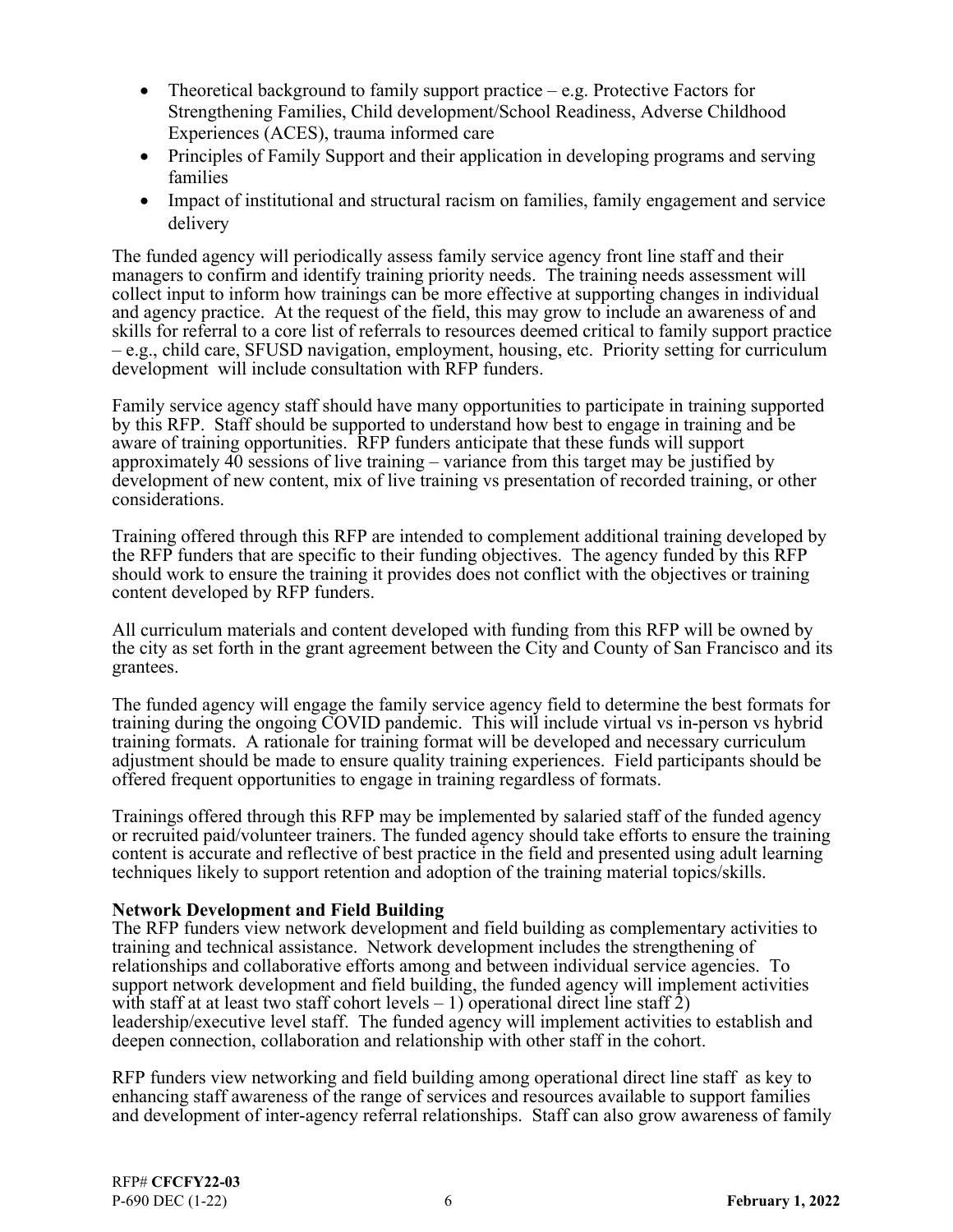- Theoretical background to family support practice – e.g. Protective Factors for Strengthening Families, Child development/School Readiness, Adverse Childhood Experiences (ACES), trauma informed care
- Principles of Family Support and their application in developing programs and serving families
- Impact of institutional and structural racism on families, family engagement and service delivery

The funded agency will periodically assess family service agency front line staff and their managers to confirm and identify training priority needs. The training needs assessment will collect input to inform how trainings can be more effective at supporting changes in individual and agency practice. At the request of the field, this may grow to include an awareness of and skills for referral to a core list of referrals to resources deemed critical to family support practice – e.g., child care, SFUSD navigation, employment, housing, etc. Priority setting for curriculum development will include consultation with RFP funders.

Family service agency staff should have many opportunities to participate in training supported by this RFP. Staff should be supported to understand how best to engage in training and be aware of training opportunities. RFP funders anticipate that these funds will support approximately 40 sessions of live training – variance from this target may be justified by development of new content, mix of live training vs presentation of recorded training, or other considerations.

Training offered through this RFP are intended to complement additional training developed by the RFP funders that are specific to their funding objectives. The agency funded by this RFP should work to ensure the training it provides does not conflict with the objectives or training content developed by RFP funders.

All curriculum materials and content developed with funding from this RFP will be owned by the city as set forth in the grant agreement between the City and County of San Francisco and its grantees.

The funded agency will engage the family service agency field to determine the best formats for training during the ongoing COVID pandemic. This will include virtual vs in-person vs hybrid training formats. A rationale for training format will be developed and necessary curriculum adjustment should be made to ensure quality training experiences. Field participants should be offered frequent opportunities to engage in training regardless of formats.

Trainings offered through this RFP may be implemented by salaried staff of the funded agency or recruited paid/volunteer trainers. The funded agency should take efforts to ensure the training content is accurate and reflective of best practice in the field and presented using adult learning techniques likely to support retention and adoption of the training material topics/skills.

**Network Development and Field Building**

The RFP funders view network development and field building as complementary activities to training and technical assistance. Network development includes the strengthening of relationships and collaborative efforts among and between individual service agencies. To support network development and field building, the funded agency will implement activities with staff at at least two staff cohort levels – 1) operational direct line staff 2) leadership/executive level staff. The funded agency will implement activities to establish and deepen connection, collaboration and relationship with other staff in the cohort.

RFP funders view networking and field building among operational direct line staff as key to enhancing staff awareness of the range of services and resources available to support families and development of inter-agency referral relationships. Staff can also grow awareness of family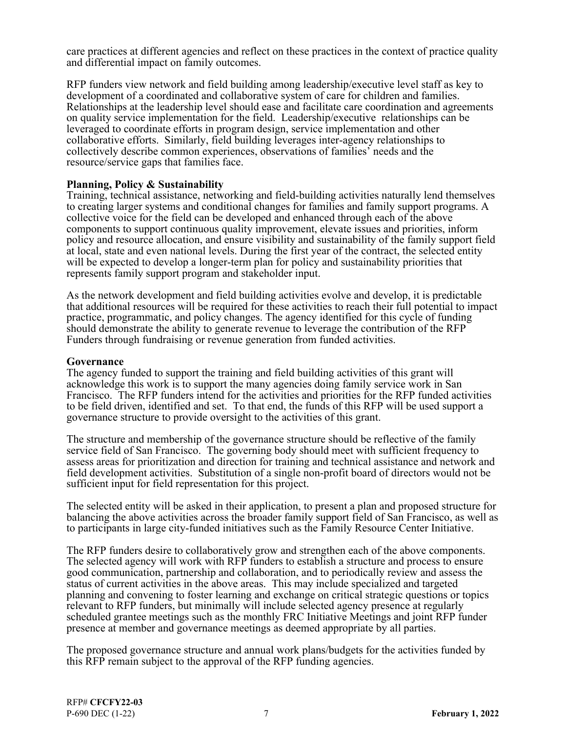care practices at different agencies and reflect on these practices in the context of practice quality and differential impact on family outcomes.

RFP funders view network and field building among leadership/executive level staff as key to development of a coordinated and collaborative system of care for children and families. Relationships at the leadership level should ease and facilitate care coordination and agreements on quality service implementation for the field. Leadership/executive relationships can be leveraged to coordinate efforts in program design, service implementation and other collaborative efforts. Similarly, field building leverages inter-agency relationships to collectively describe common experiences, observations of families' needs and the resource/service gaps that families face.

**Planning, Policy & Sustainability**

Training, technical assistance, networking and field-building activities naturally lend themselves to creating larger systems and conditional changes for families and family support programs. A collective voice for the field can be developed and enhanced through each of the above components to support continuous quality improvement, elevate issues and priorities, inform policy and resource allocation, and ensure visibility and sustainability of the family support field at local, state and even national levels. During the first year of the contract, the selected entity will be expected to develop a longer-term plan for policy and sustainability priorities that represents family support program and stakeholder input.

As the network development and field building activities evolve and develop, it is predictable that additional resources will be required for these activities to reach their full potential to impact practice, programmatic, and policy changes. The agency identified for this cycle of funding should demonstrate the ability to generate revenue to leverage the contribution of the RFP Funders through fundraising or revenue generation from funded activities.

**Governance**

The agency funded to support the training and field building activities of this grant will acknowledge this work is to support the many agencies doing family service work in San Francisco. The RFP funders intend for the activities and priorities for the RFP funded activities to be field driven, identified and set. To that end, the funds of this RFP will be used support a governance structure to provide oversight to the activities of this grant.

The structure and membership of the governance structure should be reflective of the family service field of San Francisco. The governing body should meet with sufficient frequency to assess areas for prioritization and direction for training and technical assistance and network and field development activities. Substitution of a single non-profit board of directors would not be sufficient input for field representation for this project.

The selected entity will be asked in their application, to present a plan and proposed structure for balancing the above activities across the broader family support field of San Francisco, as well as to participants in large city-funded initiatives such as the Family Resource Center Initiative.

The RFP funders desire to collaboratively grow and strengthen each of the above components. The selected agency will work with RFP funders to establish a structure and process to ensure good communication, partnership and collaboration, and to periodically review and assess the status of current activities in the above areas. This may include specialized and targeted planning and convening to foster learning and exchange on critical strategic questions or topics relevant to RFP funders, but minimally will include selected agency presence at regularly scheduled grantee meetings such as the monthly FRC Initiative Meetings and joint RFP funder presence at member and governance meetings as deemed appropriate by all parties.

The proposed governance structure and annual work plans/budgets for the activities funded by this RFP remain subject to the approval of the RFP funding agencies.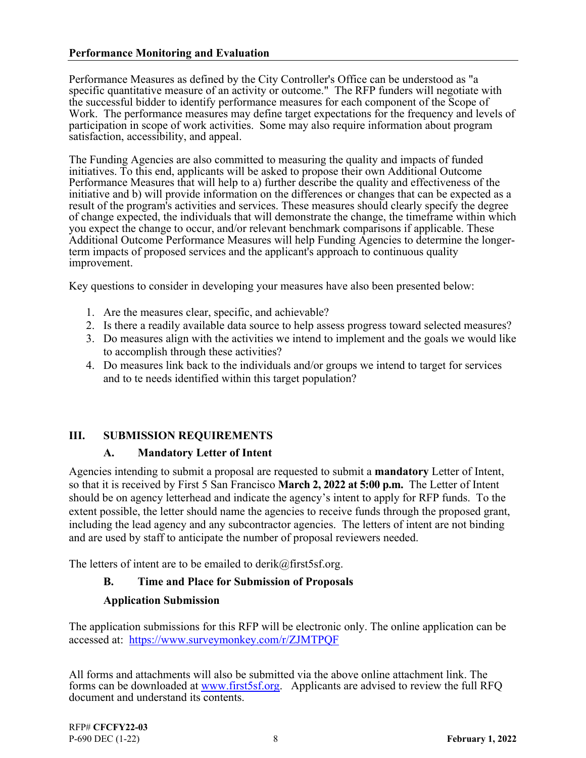## Performance Monitoring and Evaluation

Performance Measures as defined by the City Controller's Office can be understood as "a specific quantitative measure of an activity or outcome." The RFP funders will negotiate with the successful bidder to identify performance measures for each component of the Scope of Work. The performance measures may define target expectations for the frequency and levels of participation in scope of work activities. Some may also require information about program satisfaction, accessibility, and appeal.

The Funding Agencies are also committed to measuring the quality and impacts of funded initiatives. To this end, applicants will be asked to propose their own Additional Outcome Performance Measures that will help to a) further describe the quality and effectiveness of the initiative and b) will provide information on the differences or changes that can be expected as a result of the program's activities and services. These measures should clearly specify the degree of change expected, the individuals that will demonstrate the change, the timeframe within which you expect the change to occur, and/or relevant benchmark comparisons if applicable. These Additional Outcome Performance Measures will help Funding Agencies to determine the longer-term impacts of proposed services and the applicant's approach to continuous quality improvement.

Key questions to consider in developing your measures have also been presented below:

1. Are the measures clear, specific, and achievable?
2. Is there a readily available data source to help assess progress toward selected measures?
3. Do measures align with the activities we intend to implement and the goals we would like to accomplish through these activities?
4. Do measures link back to the individuals and/or groups we intend to target for services and to te needs identified within this target population?

# III. SUBMISSION REQUIREMENTS

## A. Mandatory Letter of Intent

Agencies intending to submit a proposal are requested to submit a **mandatory** Letter of Intent, so that it is received by First 5 San Francisco **March 2, 2022 at 5:00 p.m.** The Letter of Intent should be on agency letterhead and indicate the agency's intent to apply for RFP funds. To the extent possible, the letter should name the agencies to receive funds through the proposed grant, including the lead agency and any subcontractor agencies. The letters of intent are not binding and are used by staff to anticipate the number of proposal reviewers needed.

The letters of intent are to be emailed to derik@first5sf.org.

## B. Time and Place for Submission of Proposals

### Application Submission

The application submissions for this RFP will be electronic only. The online application can be accessed at: https://www.surveymonkey.com/r/ZJMTPQF

All forms and attachments will also be submitted via the above online attachment link. The forms can be downloaded at www.first5sf.org. Applicants are advised to review the full RFQ document and understand its contents.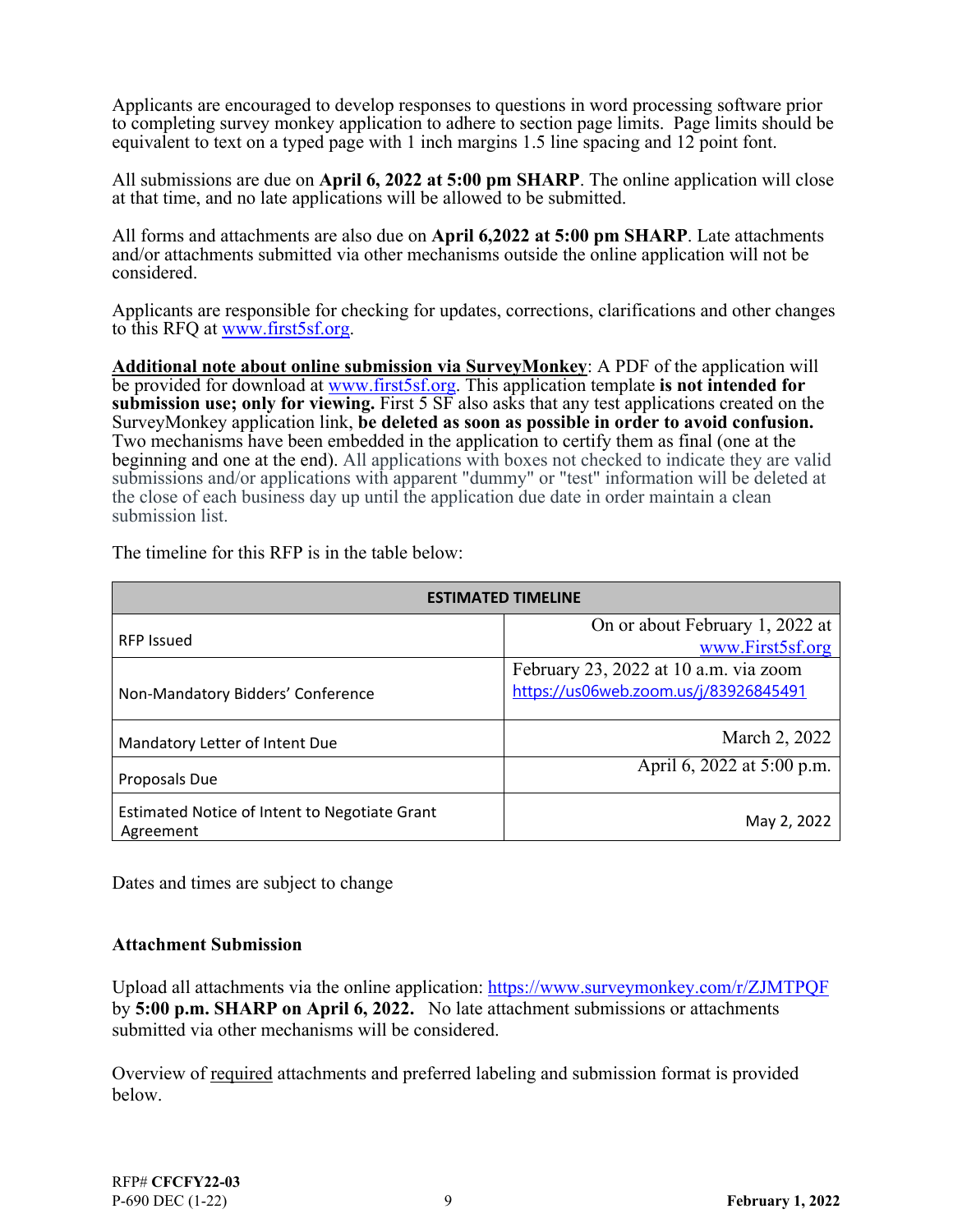Applicants are encouraged to develop responses to questions in word processing software prior to completing survey monkey application to adhere to section page limits. Page limits should be equivalent to text on a typed page with 1 inch margins 1.5 line spacing and 12 point font.

All submissions are due on **April 6, 2022 at 5:00 pm SHARP**. The online application will close at that time, and no late applications will be allowed to be submitted.

All forms and attachments are also due on **April 6,2022 at 5:00 pm SHARP**. Late attachments and/or attachments submitted via other mechanisms outside the online application will not be considered.

Applicants are responsible for checking for updates, corrections, clarifications and other changes to this RFQ at www.first5sf.org.

**Additional note about online submission via SurveyMonkey**: A PDF of the application will be provided for download at www.first5sf.org. This application template **is not intended for submission use; only for viewing.** First 5 SF also asks that any test applications created on the SurveyMonkey application link, **be deleted as soon as possible in order to avoid confusion.** Two mechanisms have been embedded in the application to certify them as final (one at the beginning and one at the end). All applications with boxes not checked to indicate they are valid submissions and/or applications with apparent "dummy" or "test" information will be deleted at the close of each business day up until the application due date in order maintain a clean submission list.

The timeline for this RFP is in the table below:

| ESTIMATED TIMELINE | |
|---|---|
| RFP Issued | On or about February 1, 2022 at www.First5sf.org |
| Non-Mandatory Bidders' Conference | February 23, 2022 at 10 a.m. via zoom https://us06web.zoom.us/j/83926845491 |
| Mandatory Letter of Intent Due | March 2, 2022 |
| Proposals Due | April 6, 2022 at 5:00 p.m. |
| Estimated Notice of Intent to Negotiate Grant Agreement | May 2, 2022 |

Dates and times are subject to change

**Attachment Submission**

Upload all attachments via the online application: https://www.surveymonkey.com/r/ZJMTPQF by **5:00 p.m. SHARP on April 6, 2022.** No late attachment submissions or attachments submitted via other mechanisms will be considered.

Overview of required attachments and preferred labeling and submission format is provided below.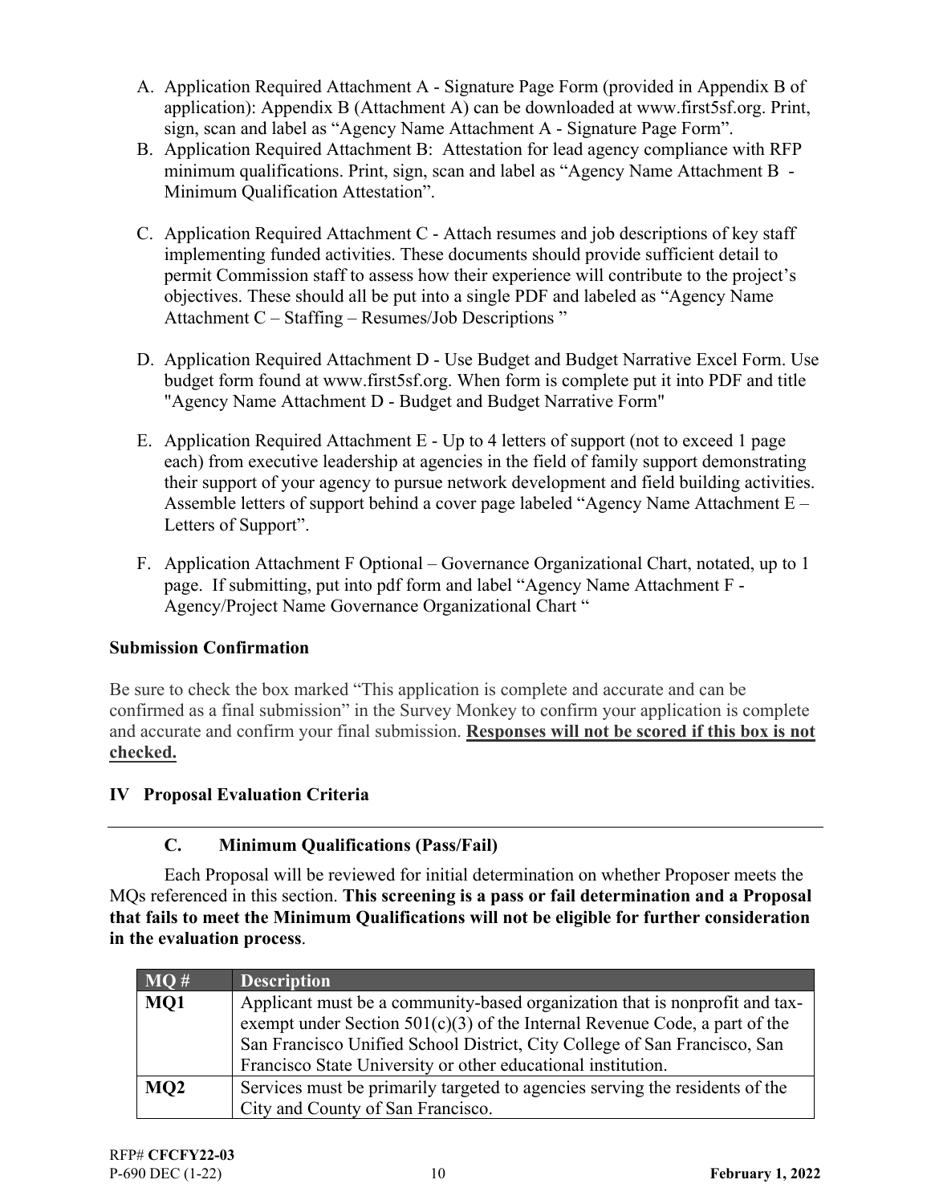A. Application Required Attachment A - Signature Page Form (provided in Appendix B of application): Appendix B (Attachment A) can be downloaded at www.first5sf.org. Print, sign, scan and label as "Agency Name Attachment A - Signature Page Form".
B. Application Required Attachment B: Attestation for lead agency compliance with RFP minimum qualifications. Print, sign, scan and label as "Agency Name Attachment B - Minimum Qualification Attestation".
C. Application Required Attachment C - Attach resumes and job descriptions of key staff implementing funded activities. These documents should provide sufficient detail to permit Commission staff to assess how their experience will contribute to the project's objectives. These should all be put into a single PDF and labeled as "Agency Name Attachment C – Staffing – Resumes/Job Descriptions "
D. Application Required Attachment D - Use Budget and Budget Narrative Excel Form. Use budget form found at www.first5sf.org. When form is complete put it into PDF and title "Agency Name Attachment D - Budget and Budget Narrative Form"
E. Application Required Attachment E - Up to 4 letters of support (not to exceed 1 page each) from executive leadership at agencies in the field of family support demonstrating their support of your agency to pursue network development and field building activities. Assemble letters of support behind a cover page labeled "Agency Name Attachment E – Letters of Support".
F. Application Attachment F Optional – Governance Organizational Chart, notated, up to 1 page. If submitting, put into pdf form and label "Agency Name Attachment F - Agency/Project Name Governance Organizational Chart "

**Submission Confirmation**

Be sure to check the box marked "This application is complete and accurate and can be confirmed as a final submission" in the Survey Monkey to confirm your application is complete and accurate and confirm your final submission. **Responses will not be scored if this box is not checked.**

## IV Proposal Evaluation Criteria

### C. Minimum Qualifications (Pass/Fail)

Each Proposal will be reviewed for initial determination on whether Proposer meets the MQs referenced in this section. **This screening is a pass or fail determination and a Proposal that fails to meet the Minimum Qualifications will not be eligible for further consideration in the evaluation process**.

| MQ # | Description |
|---|---|
| **MQ1** | Applicant must be a community-based organization that is nonprofit and tax-exempt under Section 501(c)(3) of the Internal Revenue Code, a part of the San Francisco Unified School District, City College of San Francisco, San Francisco State University or other educational institution. |
| **MQ2** | Services must be primarily targeted to agencies serving the residents of the City and County of San Francisco. |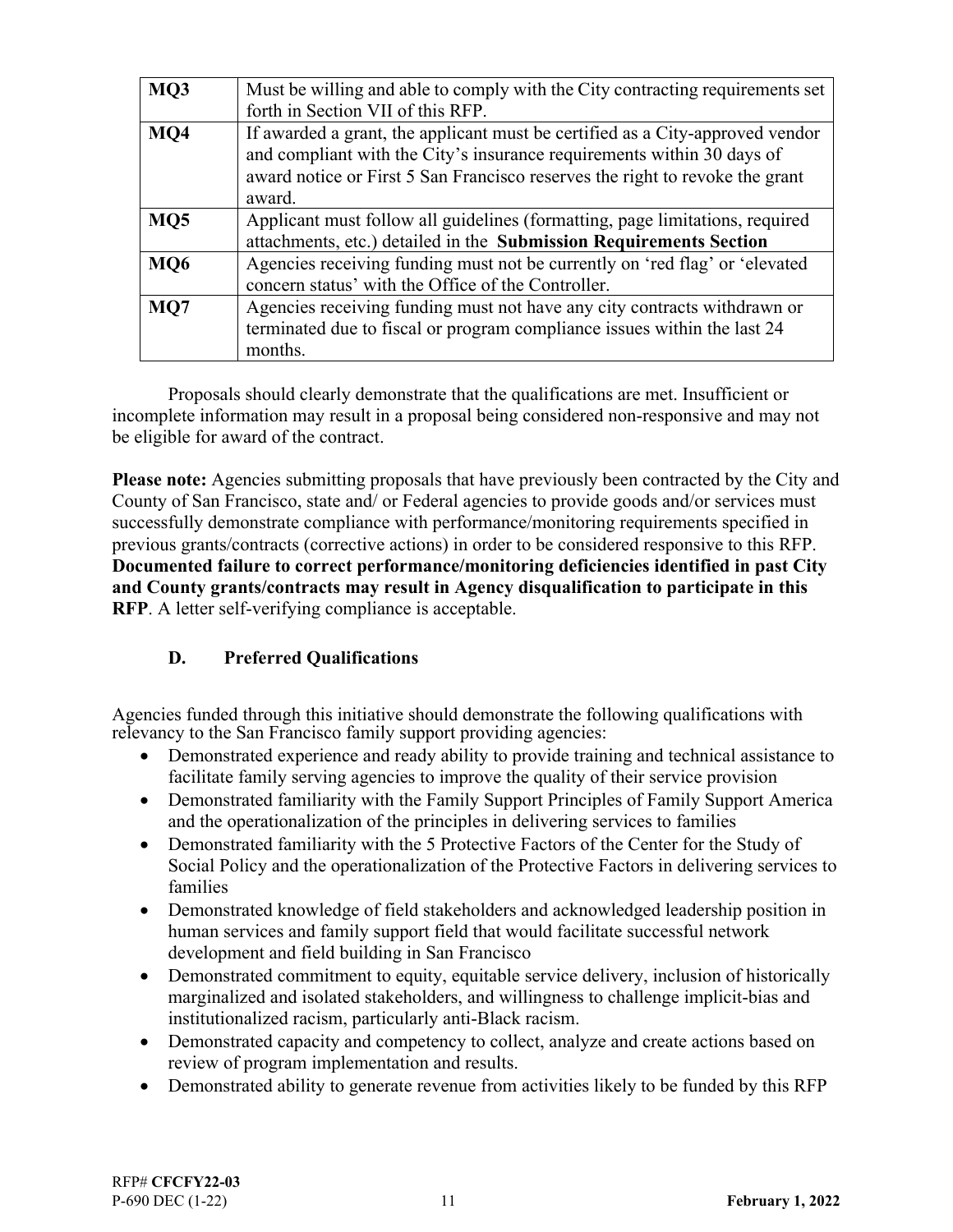| MQ3 | Must be willing and able to comply with the City contracting requirements set forth in Section VII of this RFP. |
|---|---|
| **MQ4** | If awarded a grant, the applicant must be certified as a City-approved vendor and compliant with the City's insurance requirements within 30 days of award notice or First 5 San Francisco reserves the right to revoke the grant award. |
| **MQ5** | Applicant must follow all guidelines (formatting, page limitations, required attachments, etc.) detailed in the **Submission Requirements Section** |
| **MQ6** | Agencies receiving funding must not be currently on 'red flag' or 'elevated concern status' with the Office of the Controller. |
| **MQ7** | Agencies receiving funding must not have any city contracts withdrawn or terminated due to fiscal or program compliance issues within the last 24 months. |

Proposals should clearly demonstrate that the qualifications are met. Insufficient or incomplete information may result in a proposal being considered non-responsive and may not be eligible for award of the contract.

**Please note:** Agencies submitting proposals that have previously been contracted by the City and County of San Francisco, state and/ or Federal agencies to provide goods and/or services must successfully demonstrate compliance with performance/monitoring requirements specified in previous grants/contracts (corrective actions) in order to be considered responsive to this RFP. **Documented failure to correct performance/monitoring deficiencies identified in past City and County grants/contracts may result in Agency disqualification to participate in this RFP**. A letter self-verifying compliance is acceptable.

### D. Preferred Qualifications

Agencies funded through this initiative should demonstrate the following qualifications with relevancy to the San Francisco family support providing agencies:

- Demonstrated experience and ready ability to provide training and technical assistance to facilitate family serving agencies to improve the quality of their service provision
- Demonstrated familiarity with the Family Support Principles of Family Support America and the operationalization of the principles in delivering services to families
- Demonstrated familiarity with the 5 Protective Factors of the Center for the Study of Social Policy and the operationalization of the Protective Factors in delivering services to families
- Demonstrated knowledge of field stakeholders and acknowledged leadership position in human services and family support field that would facilitate successful network development and field building in San Francisco
- Demonstrated commitment to equity, equitable service delivery, inclusion of historically marginalized and isolated stakeholders, and willingness to challenge implicit-bias and institutionalized racism, particularly anti-Black racism.
- Demonstrated capacity and competency to collect, analyze and create actions based on review of program implementation and results.
- Demonstrated ability to generate revenue from activities likely to be funded by this RFP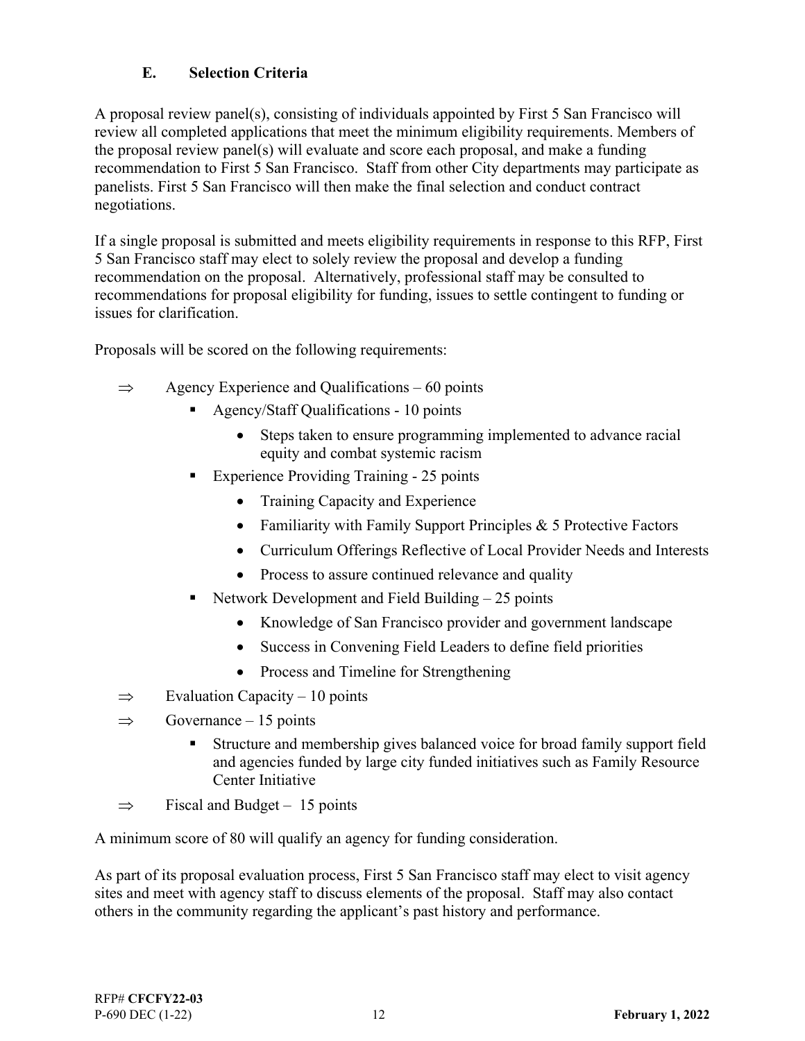### E. Selection Criteria

A proposal review panel(s), consisting of individuals appointed by First 5 San Francisco will review all completed applications that meet the minimum eligibility requirements. Members of the proposal review panel(s) will evaluate and score each proposal, and make a funding recommendation to First 5 San Francisco. Staff from other City departments may participate as panelists. First 5 San Francisco will then make the final selection and conduct contract negotiations.

If a single proposal is submitted and meets eligibility requirements in response to this RFP, First 5 San Francisco staff may elect to solely review the proposal and develop a funding recommendation on the proposal. Alternatively, professional staff may be consulted to recommendations for proposal eligibility for funding, issues to settle contingent to funding or issues for clarification.

Proposals will be scored on the following requirements:

- ⇒ Agency Experience and Qualifications – 60 points
  - Agency/Staff Qualifications - 10 points
    - Steps taken to ensure programming implemented to advance racial equity and combat systemic racism
  - Experience Providing Training - 25 points
    - Training Capacity and Experience
    - Familiarity with Family Support Principles & 5 Protective Factors
    - Curriculum Offerings Reflective of Local Provider Needs and Interests
    - Process to assure continued relevance and quality
  - Network Development and Field Building – 25 points
    - Knowledge of San Francisco provider and government landscape
    - Success in Convening Field Leaders to define field priorities
    - Process and Timeline for Strengthening
- ⇒ Evaluation Capacity – 10 points
- ⇒ Governance – 15 points
  - Structure and membership gives balanced voice for broad family support field and agencies funded by large city funded initiatives such as Family Resource Center Initiative
- ⇒ Fiscal and Budget – 15 points

A minimum score of 80 will qualify an agency for funding consideration.

As part of its proposal evaluation process, First 5 San Francisco staff may elect to visit agency sites and meet with agency staff to discuss elements of the proposal. Staff may also contact others in the community regarding the applicant's past history and performance.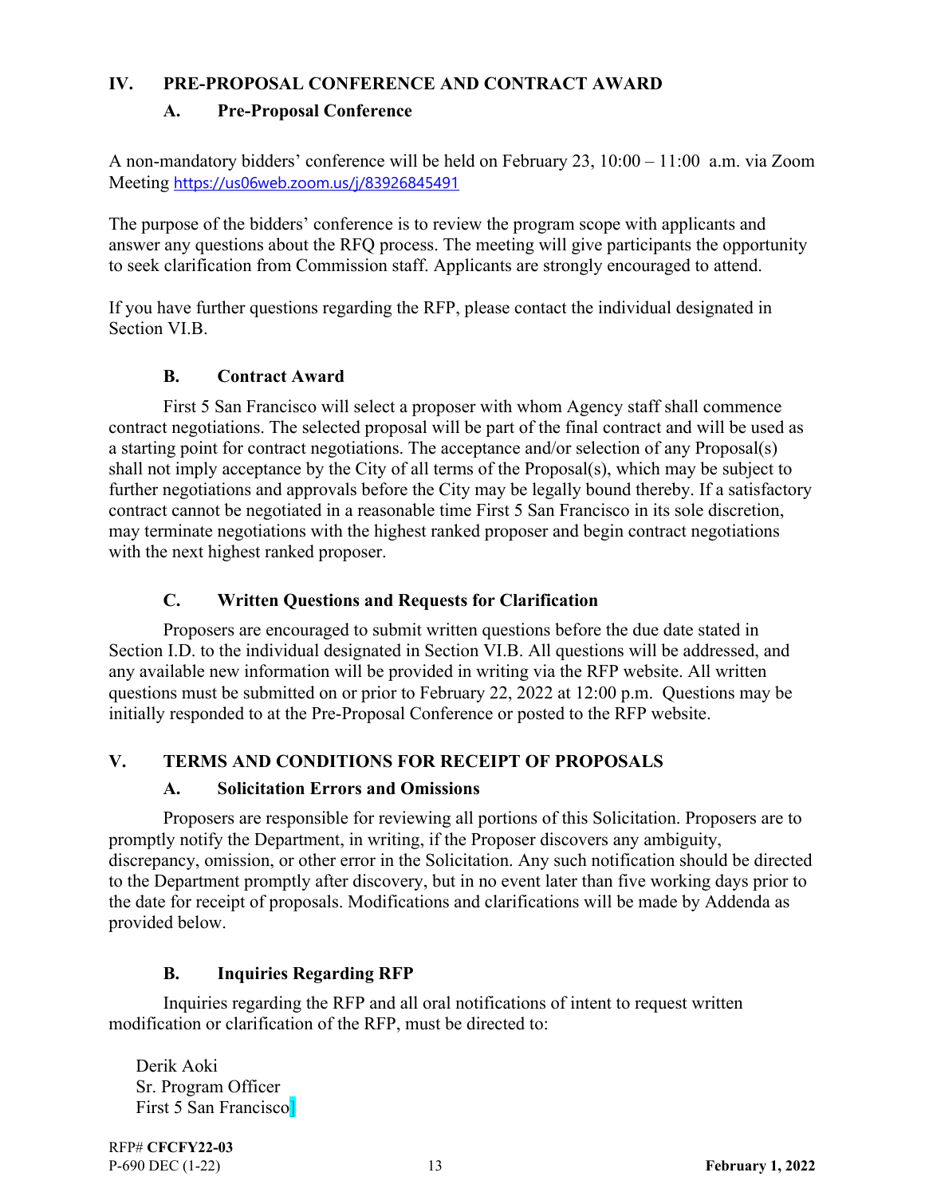## IV. PRE-PROPOSAL CONFERENCE AND CONTRACT AWARD

### A. Pre-Proposal Conference

A non-mandatory bidders' conference will be held on February 23, 10:00 – 11:00 a.m. via Zoom Meeting https://us06web.zoom.us/j/83926845491

The purpose of the bidders' conference is to review the program scope with applicants and answer any questions about the RFQ process. The meeting will give participants the opportunity to seek clarification from Commission staff. Applicants are strongly encouraged to attend.

If you have further questions regarding the RFP, please contact the individual designated in Section VI.B.

### B. Contract Award

First 5 San Francisco will select a proposer with whom Agency staff shall commence contract negotiations. The selected proposal will be part of the final contract and will be used as a starting point for contract negotiations. The acceptance and/or selection of any Proposal(s) shall not imply acceptance by the City of all terms of the Proposal(s), which may be subject to further negotiations and approvals before the City may be legally bound thereby. If a satisfactory contract cannot be negotiated in a reasonable time First 5 San Francisco in its sole discretion, may terminate negotiations with the highest ranked proposer and begin contract negotiations with the next highest ranked proposer.

### C. Written Questions and Requests for Clarification

Proposers are encouraged to submit written questions before the due date stated in Section I.D. to the individual designated in Section VI.B. All questions will be addressed, and any available new information will be provided in writing via the RFP website. All written questions must be submitted on or prior to February 22, 2022 at 12:00 p.m. Questions may be initially responded to at the Pre-Proposal Conference or posted to the RFP website.

## V. TERMS AND CONDITIONS FOR RECEIPT OF PROPOSALS

### A. Solicitation Errors and Omissions

Proposers are responsible for reviewing all portions of this Solicitation. Proposers are to promptly notify the Department, in writing, if the Proposer discovers any ambiguity, discrepancy, omission, or other error in the Solicitation. Any such notification should be directed to the Department promptly after discovery, but in no event later than five working days prior to the date for receipt of proposals. Modifications and clarifications will be made by Addenda as provided below.

### B. Inquiries Regarding RFP

Inquiries regarding the RFP and all oral notifications of intent to request written modification or clarification of the RFP, must be directed to:

Derik Aoki
Sr. Program Officer
First 5 San Francisco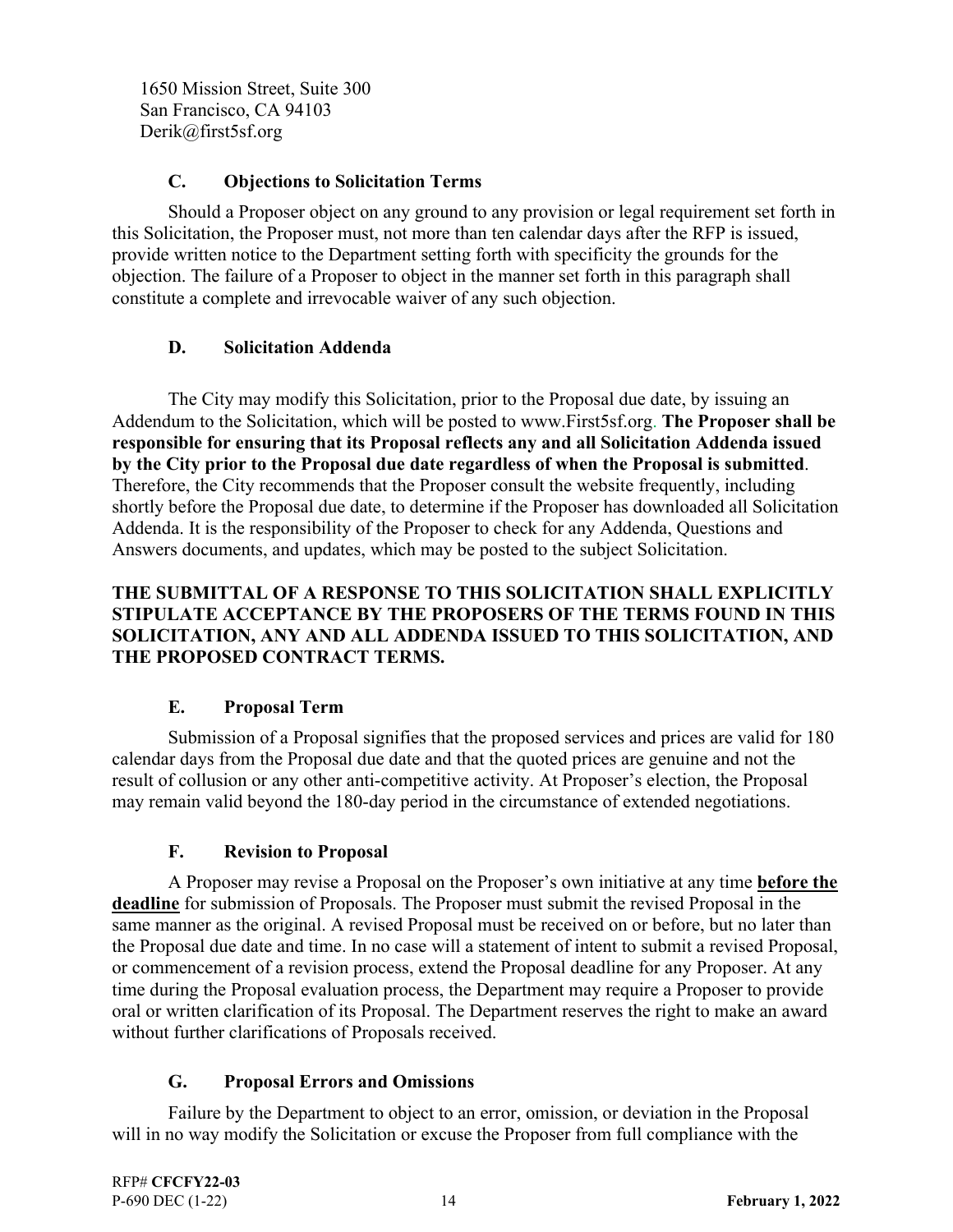1650 Mission Street, Suite 300
San Francisco, CA 94103
Derik@first5sf.org

### C. Objections to Solicitation Terms

Should a Proposer object on any ground to any provision or legal requirement set forth in this Solicitation, the Proposer must, not more than ten calendar days after the RFP is issued, provide written notice to the Department setting forth with specificity the grounds for the objection. The failure of a Proposer to object in the manner set forth in this paragraph shall constitute a complete and irrevocable waiver of any such objection.

### D. Solicitation Addenda

The City may modify this Solicitation, prior to the Proposal due date, by issuing an Addendum to the Solicitation, which will be posted to www.First5sf.org. **The Proposer shall be responsible for ensuring that its Proposal reflects any and all Solicitation Addenda issued by the City prior to the Proposal due date regardless of when the Proposal is submitted**. Therefore, the City recommends that the Proposer consult the website frequently, including shortly before the Proposal due date, to determine if the Proposer has downloaded all Solicitation Addenda. It is the responsibility of the Proposer to check for any Addenda, Questions and Answers documents, and updates, which may be posted to the subject Solicitation.

**THE SUBMITTAL OF A RESPONSE TO THIS SOLICITATION SHALL EXPLICITLY STIPULATE ACCEPTANCE BY THE PROPOSERS OF THE TERMS FOUND IN THIS SOLICITATION, ANY AND ALL ADDENDA ISSUED TO THIS SOLICITATION, AND THE PROPOSED CONTRACT TERMS.**

### E. Proposal Term

Submission of a Proposal signifies that the proposed services and prices are valid for 180 calendar days from the Proposal due date and that the quoted prices are genuine and not the result of collusion or any other anti-competitive activity. At Proposer's election, the Proposal may remain valid beyond the 180-day period in the circumstance of extended negotiations.

### F. Revision to Proposal

A Proposer may revise a Proposal on the Proposer's own initiative at any time **before the deadline** for submission of Proposals. The Proposer must submit the revised Proposal in the same manner as the original. A revised Proposal must be received on or before, but no later than the Proposal due date and time. In no case will a statement of intent to submit a revised Proposal, or commencement of a revision process, extend the Proposal deadline for any Proposer. At any time during the Proposal evaluation process, the Department may require a Proposer to provide oral or written clarification of its Proposal. The Department reserves the right to make an award without further clarifications of Proposals received.

### G. Proposal Errors and Omissions

Failure by the Department to object to an error, omission, or deviation in the Proposal will in no way modify the Solicitation or excuse the Proposer from full compliance with the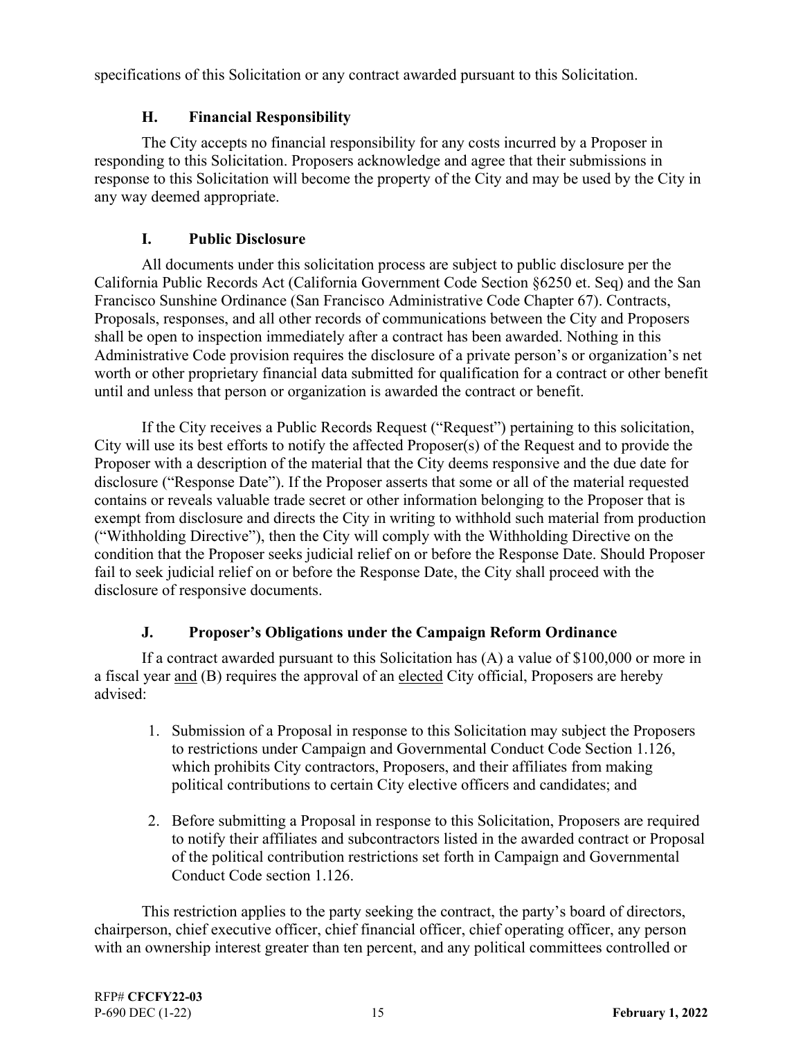specifications of this Solicitation or any contract awarded pursuant to this Solicitation.

### H. Financial Responsibility

The City accepts no financial responsibility for any costs incurred by a Proposer in responding to this Solicitation. Proposers acknowledge and agree that their submissions in response to this Solicitation will become the property of the City and may be used by the City in any way deemed appropriate.

### I. Public Disclosure

All documents under this solicitation process are subject to public disclosure per the California Public Records Act (California Government Code Section §6250 et. Seq) and the San Francisco Sunshine Ordinance (San Francisco Administrative Code Chapter 67). Contracts, Proposals, responses, and all other records of communications between the City and Proposers shall be open to inspection immediately after a contract has been awarded. Nothing in this Administrative Code provision requires the disclosure of a private person's or organization's net worth or other proprietary financial data submitted for qualification for a contract or other benefit until and unless that person or organization is awarded the contract or benefit.

If the City receives a Public Records Request ("Request") pertaining to this solicitation, City will use its best efforts to notify the affected Proposer(s) of the Request and to provide the Proposer with a description of the material that the City deems responsive and the due date for disclosure ("Response Date"). If the Proposer asserts that some or all of the material requested contains or reveals valuable trade secret or other information belonging to the Proposer that is exempt from disclosure and directs the City in writing to withhold such material from production ("Withholding Directive"), then the City will comply with the Withholding Directive on the condition that the Proposer seeks judicial relief on or before the Response Date. Should Proposer fail to seek judicial relief on or before the Response Date, the City shall proceed with the disclosure of responsive documents.

### J. Proposer's Obligations under the Campaign Reform Ordinance

If a contract awarded pursuant to this Solicitation has (A) a value of $100,000 or more in a fiscal year <u>and</u> (B) requires the approval of an <u>elected</u> City official, Proposers are hereby advised:

1. Submission of a Proposal in response to this Solicitation may subject the Proposers to restrictions under Campaign and Governmental Conduct Code Section 1.126, which prohibits City contractors, Proposers, and their affiliates from making political contributions to certain City elective officers and candidates; and

2. Before submitting a Proposal in response to this Solicitation, Proposers are required to notify their affiliates and subcontractors listed in the awarded contract or Proposal of the political contribution restrictions set forth in Campaign and Governmental Conduct Code section 1.126.

This restriction applies to the party seeking the contract, the party's board of directors, chairperson, chief executive officer, chief financial officer, chief operating officer, any person with an ownership interest greater than ten percent, and any political committees controlled or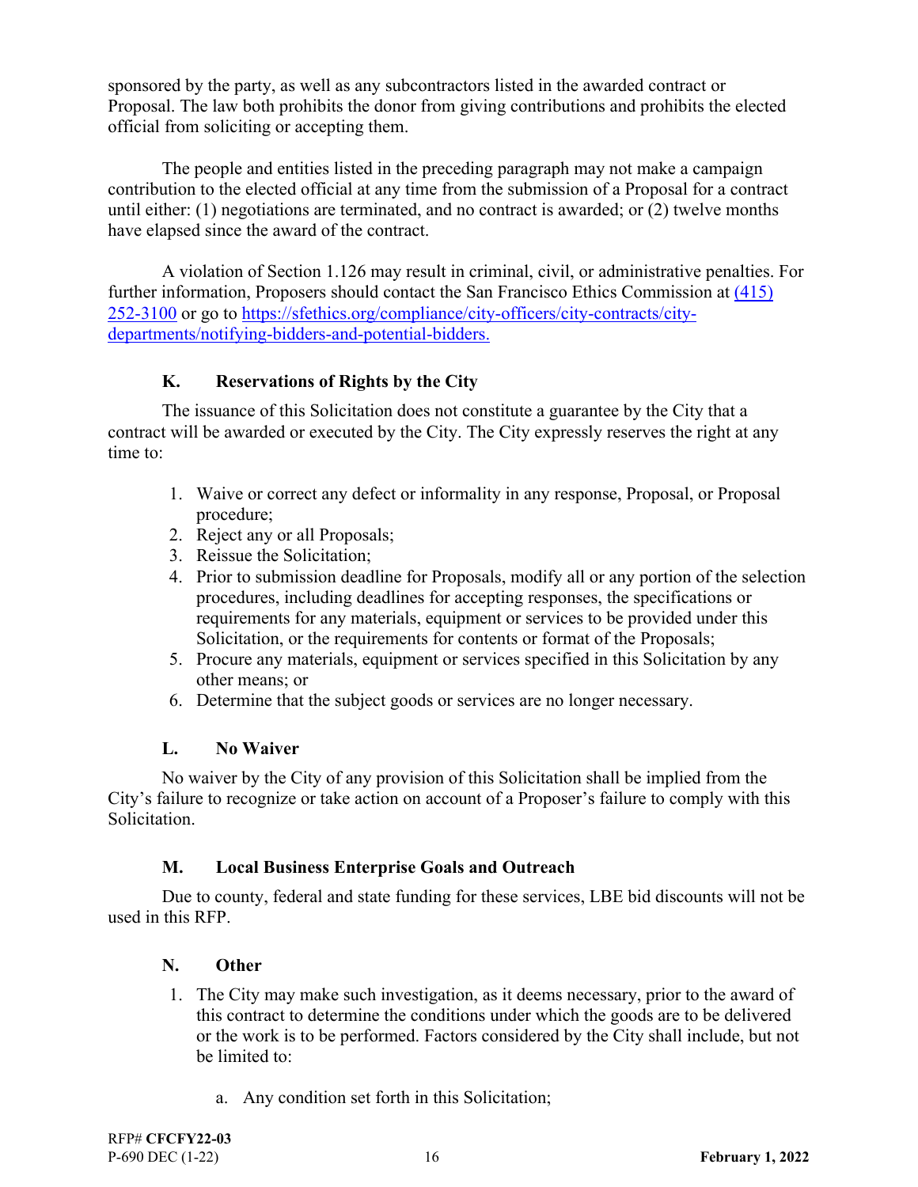sponsored by the party, as well as any subcontractors listed in the awarded contract or Proposal. The law both prohibits the donor from giving contributions and prohibits the elected official from soliciting or accepting them.

The people and entities listed in the preceding paragraph may not make a campaign contribution to the elected official at any time from the submission of a Proposal for a contract until either: (1) negotiations are terminated, and no contract is awarded; or (2) twelve months have elapsed since the award of the contract.

A violation of Section 1.126 may result in criminal, civil, or administrative penalties. For further information, Proposers should contact the San Francisco Ethics Commission at [(415) 252-3100](tel:4152523100) or go to [https://sfethics.org/compliance/city-officers/city-contracts/city-departments/notifying-bidders-and-potential-bidders.](https://sfethics.org/compliance/city-officers/city-contracts/city-departments/notifying-bidders-and-potential-bidders)

### K. Reservations of Rights by the City

The issuance of this Solicitation does not constitute a guarantee by the City that a contract will be awarded or executed by the City. The City expressly reserves the right at any time to:

1. Waive or correct any defect or informality in any response, Proposal, or Proposal procedure;
2. Reject any or all Proposals;
3. Reissue the Solicitation;
4. Prior to submission deadline for Proposals, modify all or any portion of the selection procedures, including deadlines for accepting responses, the specifications or requirements for any materials, equipment or services to be provided under this Solicitation, or the requirements for contents or format of the Proposals;
5. Procure any materials, equipment or services specified in this Solicitation by any other means; or
6. Determine that the subject goods or services are no longer necessary.

### L. No Waiver

No waiver by the City of any provision of this Solicitation shall be implied from the City's failure to recognize or take action on account of a Proposer's failure to comply with this Solicitation.

### M. Local Business Enterprise Goals and Outreach

Due to county, federal and state funding for these services, LBE bid discounts will not be used in this RFP.

### N. Other

1. The City may make such investigation, as it deems necessary, prior to the award of this contract to determine the conditions under which the goods are to be delivered or the work is to be performed. Factors considered by the City shall include, but not be limited to:

    a. Any condition set forth in this Solicitation;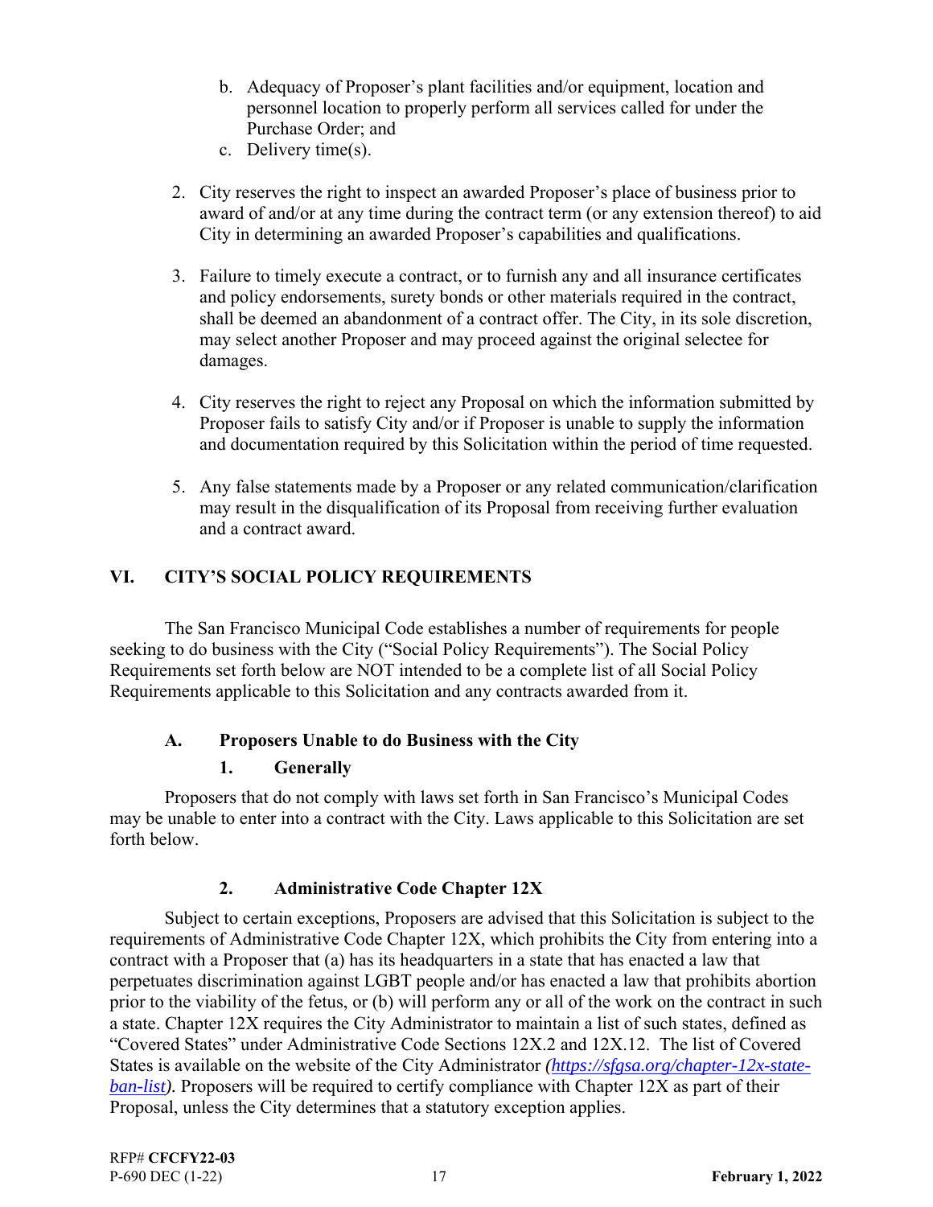b. Adequacy of Proposer's plant facilities and/or equipment, location and personnel location to properly perform all services called for under the Purchase Order; and
   c. Delivery time(s).

2. City reserves the right to inspect an awarded Proposer's place of business prior to award of and/or at any time during the contract term (or any extension thereof) to aid City in determining an awarded Proposer's capabilities and qualifications.

3. Failure to timely execute a contract, or to furnish any and all insurance certificates and policy endorsements, surety bonds or other materials required in the contract, shall be deemed an abandonment of a contract offer. The City, in its sole discretion, may select another Proposer and may proceed against the original selectee for damages.

4. City reserves the right to reject any Proposal on which the information submitted by Proposer fails to satisfy City and/or if Proposer is unable to supply the information and documentation required by this Solicitation within the period of time requested.

5. Any false statements made by a Proposer or any related communication/clarification may result in the disqualification of its Proposal from receiving further evaluation and a contract award.

## VI. CITY'S SOCIAL POLICY REQUIREMENTS

The San Francisco Municipal Code establishes a number of requirements for people seeking to do business with the City ("Social Policy Requirements"). The Social Policy Requirements set forth below are NOT intended to be a complete list of all Social Policy Requirements applicable to this Solicitation and any contracts awarded from it.

### A. Proposers Unable to do Business with the City

#### 1. Generally

Proposers that do not comply with laws set forth in San Francisco's Municipal Codes may be unable to enter into a contract with the City. Laws applicable to this Solicitation are set forth below.

#### 2. Administrative Code Chapter 12X

Subject to certain exceptions, Proposers are advised that this Solicitation is subject to the requirements of Administrative Code Chapter 12X, which prohibits the City from entering into a contract with a Proposer that (a) has its headquarters in a state that has enacted a law that perpetuates discrimination against LGBT people and/or has enacted a law that prohibits abortion prior to the viability of the fetus, or (b) will perform any or all of the work on the contract in such a state. Chapter 12X requires the City Administrator to maintain a list of such states, defined as "Covered States" under Administrative Code Sections 12X.2 and 12X.12. The list of Covered States is available on the website of the City Administrator *(https://sfgsa.org/chapter-12x-state-ban-list)*. Proposers will be required to certify compliance with Chapter 12X as part of their Proposal, unless the City determines that a statutory exception applies.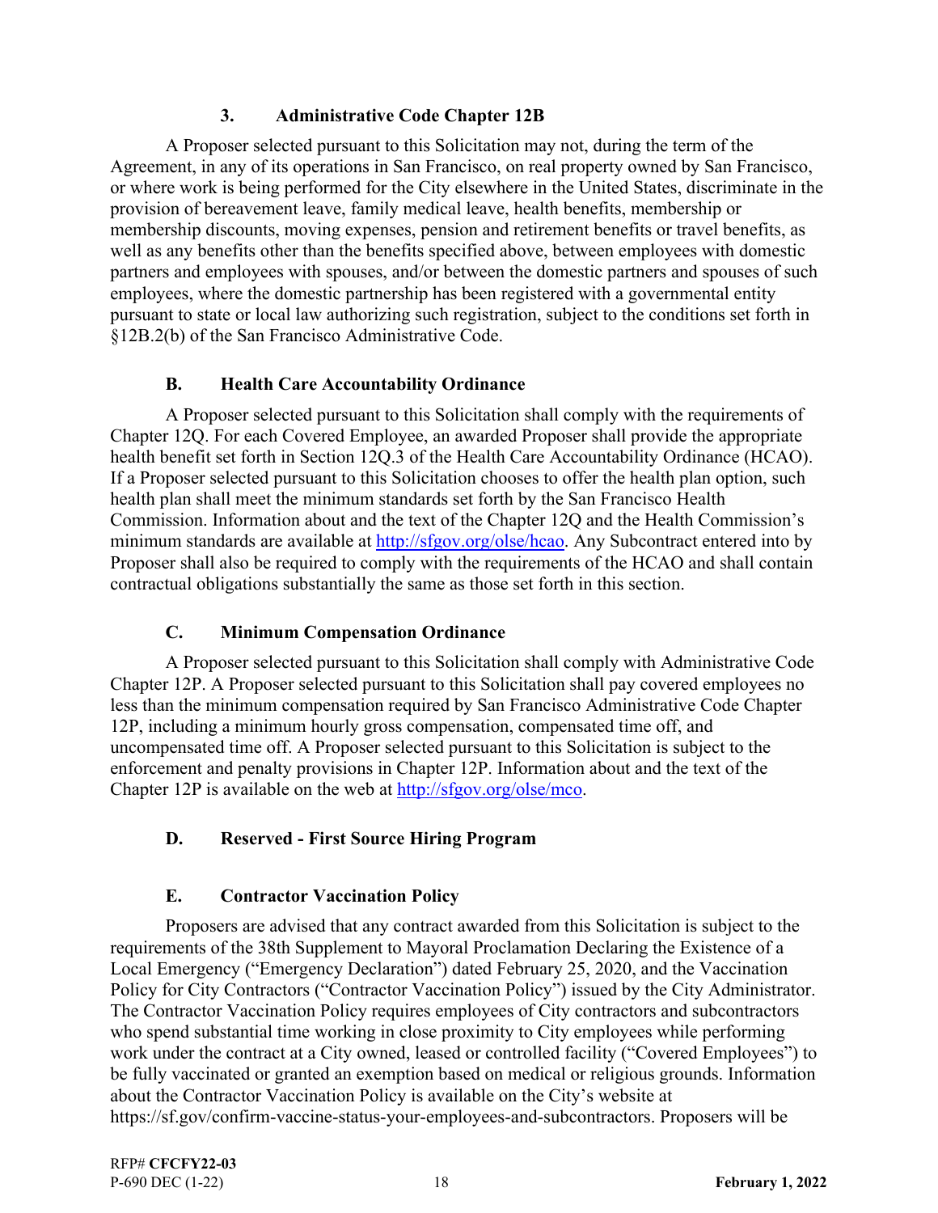### 3. Administrative Code Chapter 12B

A Proposer selected pursuant to this Solicitation may not, during the term of the Agreement, in any of its operations in San Francisco, on real property owned by San Francisco, or where work is being performed for the City elsewhere in the United States, discriminate in the provision of bereavement leave, family medical leave, health benefits, membership or membership discounts, moving expenses, pension and retirement benefits or travel benefits, as well as any benefits other than the benefits specified above, between employees with domestic partners and employees with spouses, and/or between the domestic partners and spouses of such employees, where the domestic partnership has been registered with a governmental entity pursuant to state or local law authorizing such registration, subject to the conditions set forth in §12B.2(b) of the San Francisco Administrative Code.

### B. Health Care Accountability Ordinance

A Proposer selected pursuant to this Solicitation shall comply with the requirements of Chapter 12Q. For each Covered Employee, an awarded Proposer shall provide the appropriate health benefit set forth in Section 12Q.3 of the Health Care Accountability Ordinance (HCAO). If a Proposer selected pursuant to this Solicitation chooses to offer the health plan option, such health plan shall meet the minimum standards set forth by the San Francisco Health Commission. Information about and the text of the Chapter 12Q and the Health Commission's minimum standards are available at http://sfgov.org/olse/hcao. Any Subcontract entered into by Proposer shall also be required to comply with the requirements of the HCAO and shall contain contractual obligations substantially the same as those set forth in this section.

### C. Minimum Compensation Ordinance

A Proposer selected pursuant to this Solicitation shall comply with Administrative Code Chapter 12P. A Proposer selected pursuant to this Solicitation shall pay covered employees no less than the minimum compensation required by San Francisco Administrative Code Chapter 12P, including a minimum hourly gross compensation, compensated time off, and uncompensated time off. A Proposer selected pursuant to this Solicitation is subject to the enforcement and penalty provisions in Chapter 12P. Information about and the text of the Chapter 12P is available on the web at http://sfgov.org/olse/mco.

### D. Reserved - First Source Hiring Program

### E. Contractor Vaccination Policy

Proposers are advised that any contract awarded from this Solicitation is subject to the requirements of the 38th Supplement to Mayoral Proclamation Declaring the Existence of a Local Emergency ("Emergency Declaration") dated February 25, 2020, and the Vaccination Policy for City Contractors ("Contractor Vaccination Policy") issued by the City Administrator. The Contractor Vaccination Policy requires employees of City contractors and subcontractors who spend substantial time working in close proximity to City employees while performing work under the contract at a City owned, leased or controlled facility ("Covered Employees") to be fully vaccinated or granted an exemption based on medical or religious grounds. Information about the Contractor Vaccination Policy is available on the City's website at https://sf.gov/confirm-vaccine-status-your-employees-and-subcontractors. Proposers will be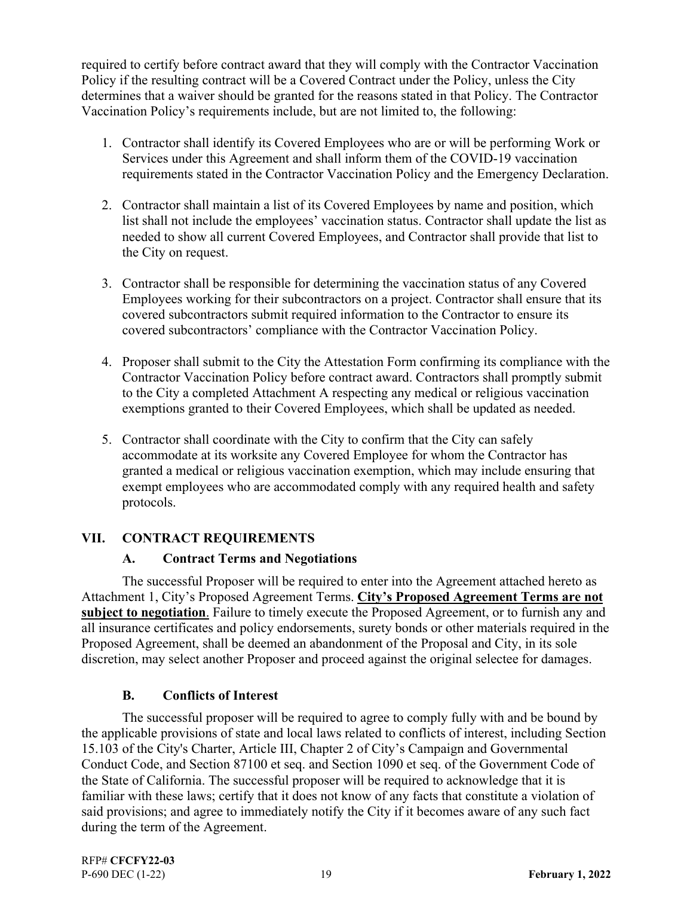required to certify before contract award that they will comply with the Contractor Vaccination Policy if the resulting contract will be a Covered Contract under the Policy, unless the City determines that a waiver should be granted for the reasons stated in that Policy. The Contractor Vaccination Policy's requirements include, but are not limited to, the following:

1. Contractor shall identify its Covered Employees who are or will be performing Work or Services under this Agreement and shall inform them of the COVID-19 vaccination requirements stated in the Contractor Vaccination Policy and the Emergency Declaration.

2. Contractor shall maintain a list of its Covered Employees by name and position, which list shall not include the employees' vaccination status. Contractor shall update the list as needed to show all current Covered Employees, and Contractor shall provide that list to the City on request.

3. Contractor shall be responsible for determining the vaccination status of any Covered Employees working for their subcontractors on a project. Contractor shall ensure that its covered subcontractors submit required information to the Contractor to ensure its covered subcontractors' compliance with the Contractor Vaccination Policy.

4. Proposer shall submit to the City the Attestation Form confirming its compliance with the Contractor Vaccination Policy before contract award. Contractors shall promptly submit to the City a completed Attachment A respecting any medical or religious vaccination exemptions granted to their Covered Employees, which shall be updated as needed.

5. Contractor shall coordinate with the City to confirm that the City can safely accommodate at its worksite any Covered Employee for whom the Contractor has granted a medical or religious vaccination exemption, which may include ensuring that exempt employees who are accommodated comply with any required health and safety protocols.

## VII. CONTRACT REQUIREMENTS

### A. Contract Terms and Negotiations

The successful Proposer will be required to enter into the Agreement attached hereto as Attachment 1, City's Proposed Agreement Terms. **City's Proposed Agreement Terms are not subject to negotiation**. Failure to timely execute the Proposed Agreement, or to furnish any and all insurance certificates and policy endorsements, surety bonds or other materials required in the Proposed Agreement, shall be deemed an abandonment of the Proposal and City, in its sole discretion, may select another Proposer and proceed against the original selectee for damages.

### B. Conflicts of Interest

The successful proposer will be required to agree to comply fully with and be bound by the applicable provisions of state and local laws related to conflicts of interest, including Section 15.103 of the City's Charter, Article III, Chapter 2 of City's Campaign and Governmental Conduct Code, and Section 87100 et seq. and Section 1090 et seq. of the Government Code of the State of California. The successful proposer will be required to acknowledge that it is familiar with these laws; certify that it does not know of any facts that constitute a violation of said provisions; and agree to immediately notify the City if it becomes aware of any such fact during the term of the Agreement.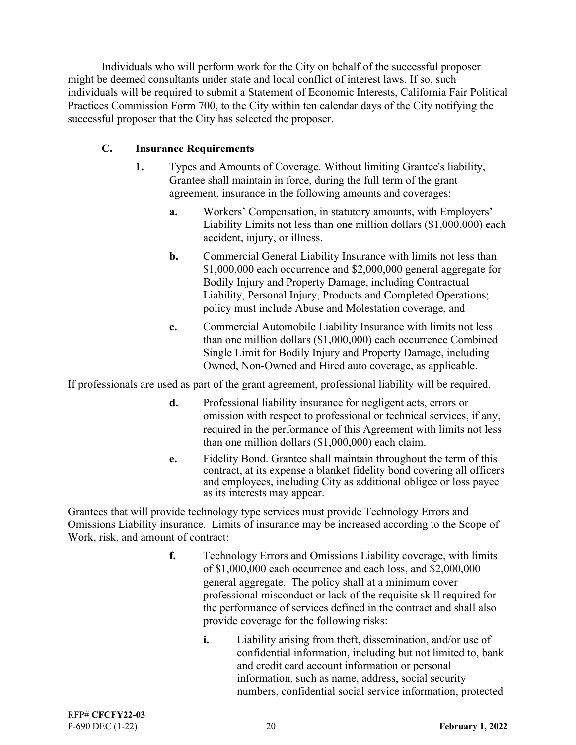Individuals who will perform work for the City on behalf of the successful proposer might be deemed consultants under state and local conflict of interest laws. If so, such individuals will be required to submit a Statement of Economic Interests, California Fair Political Practices Commission Form 700, to the City within ten calendar days of the City notifying the successful proposer that the City has selected the proposer.

### C. Insurance Requirements

**1.** Types and Amounts of Coverage. Without limiting Grantee's liability, Grantee shall maintain in force, during the full term of the grant agreement, insurance in the following amounts and coverages:

**a.** Workers' Compensation, in statutory amounts, with Employers' Liability Limits not less than one million dollars ($1,000,000) each accident, injury, or illness.

**b.** Commercial General Liability Insurance with limits not less than $1,000,000 each occurrence and $2,000,000 general aggregate for Bodily Injury and Property Damage, including Contractual Liability, Personal Injury, Products and Completed Operations; policy must include Abuse and Molestation coverage, and

**c.** Commercial Automobile Liability Insurance with limits not less than one million dollars ($1,000,000) each occurrence Combined Single Limit for Bodily Injury and Property Damage, including Owned, Non-Owned and Hired auto coverage, as applicable.

If professionals are used as part of the grant agreement, professional liability will be required.

**d.** Professional liability insurance for negligent acts, errors or omission with respect to professional or technical services, if any, required in the performance of this Agreement with limits not less than one million dollars ($1,000,000) each claim.

**e.** Fidelity Bond. Grantee shall maintain throughout the term of this contract, at its expense a blanket fidelity bond covering all officers and employees, including City as additional obligee or loss payee as its interests may appear.

Grantees that will provide technology type services must provide Technology Errors and Omissions Liability insurance. Limits of insurance may be increased according to the Scope of Work, risk, and amount of contract:

**f.** Technology Errors and Omissions Liability coverage, with limits of $1,000,000 each occurrence and each loss, and $2,000,000 general aggregate. The policy shall at a minimum cover professional misconduct or lack of the requisite skill required for the performance of services defined in the contract and shall also provide coverage for the following risks:

**i.** Liability arising from theft, dissemination, and/or use of confidential information, including but not limited to, bank and credit card account information or personal information, such as name, address, social security numbers, confidential social service information, protected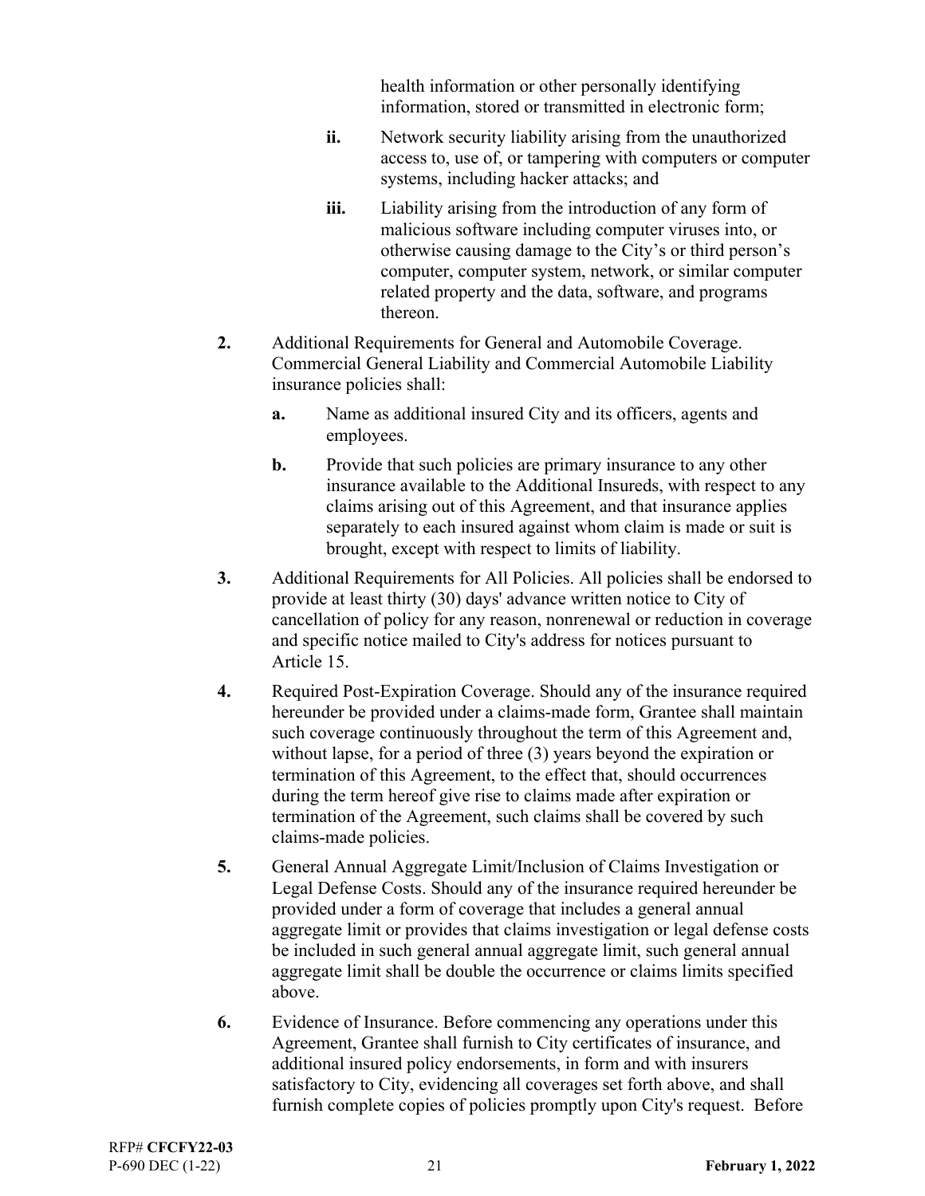health information or other personally identifying information, stored or transmitted in electronic form;

   - **ii.** Network security liability arising from the unauthorized access to, use of, or tampering with computers or computer systems, including hacker attacks; and

   - **iii.** Liability arising from the introduction of any form of malicious software including computer viruses into, or otherwise causing damage to the City's or third person's computer, computer system, network, or similar computer related property and the data, software, and programs thereon.

**2.** Additional Requirements for General and Automobile Coverage. Commercial General Liability and Commercial Automobile Liability insurance policies shall:

   - **a.** Name as additional insured City and its officers, agents and employees.

   - **b.** Provide that such policies are primary insurance to any other insurance available to the Additional Insureds, with respect to any claims arising out of this Agreement, and that insurance applies separately to each insured against whom claim is made or suit is brought, except with respect to limits of liability.

**3.** Additional Requirements for All Policies. All policies shall be endorsed to provide at least thirty (30) days' advance written notice to City of cancellation of policy for any reason, nonrenewal or reduction in coverage and specific notice mailed to City's address for notices pursuant to Article 15.

**4.** Required Post-Expiration Coverage. Should any of the insurance required hereunder be provided under a claims-made form, Grantee shall maintain such coverage continuously throughout the term of this Agreement and, without lapse, for a period of three (3) years beyond the expiration or termination of this Agreement, to the effect that, should occurrences during the term hereof give rise to claims made after expiration or termination of the Agreement, such claims shall be covered by such claims-made policies.

**5.** General Annual Aggregate Limit/Inclusion of Claims Investigation or Legal Defense Costs. Should any of the insurance required hereunder be provided under a form of coverage that includes a general annual aggregate limit or provides that claims investigation or legal defense costs be included in such general annual aggregate limit, such general annual aggregate limit shall be double the occurrence or claims limits specified above.

**6.** Evidence of Insurance. Before commencing any operations under this Agreement, Grantee shall furnish to City certificates of insurance, and additional insured policy endorsements, in form and with insurers satisfactory to City, evidencing all coverages set forth above, and shall furnish complete copies of policies promptly upon City's request. Before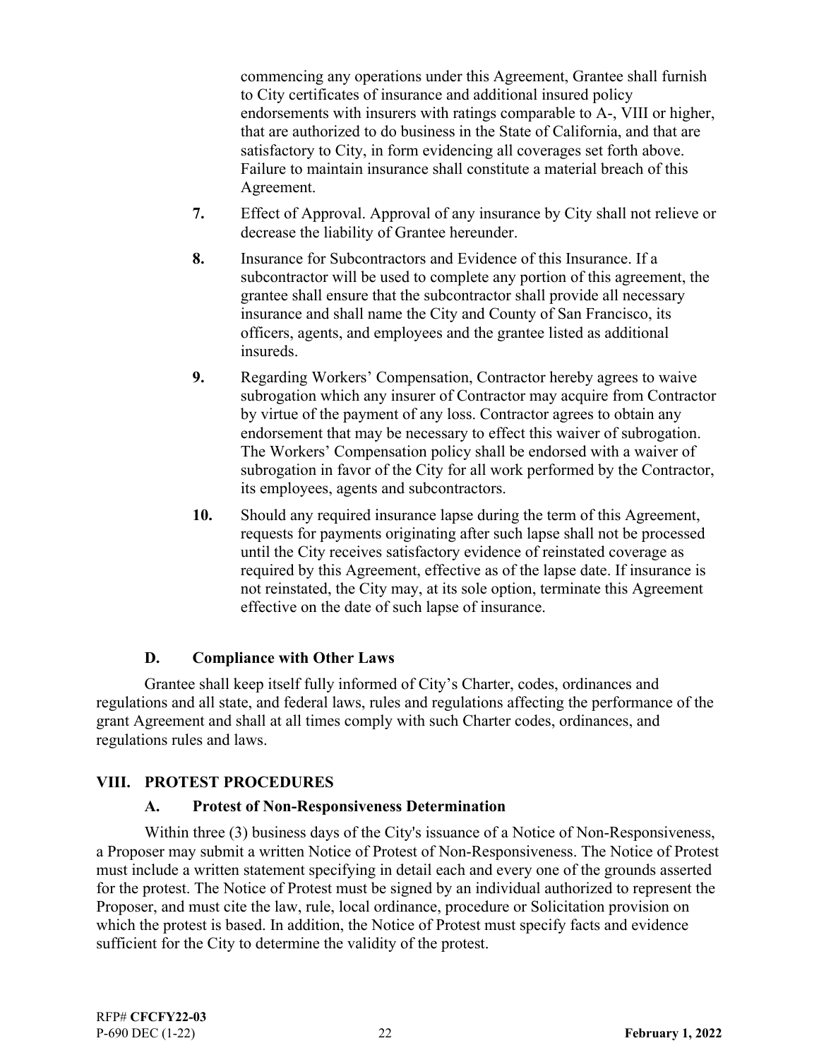commencing any operations under this Agreement, Grantee shall furnish to City certificates of insurance and additional insured policy endorsements with insurers with ratings comparable to A-, VIII or higher, that are authorized to do business in the State of California, and that are satisfactory to City, in form evidencing all coverages set forth above. Failure to maintain insurance shall constitute a material breach of this Agreement.

**7.** Effect of Approval. Approval of any insurance by City shall not relieve or decrease the liability of Grantee hereunder.

**8.** Insurance for Subcontractors and Evidence of this Insurance. If a subcontractor will be used to complete any portion of this agreement, the grantee shall ensure that the subcontractor shall provide all necessary insurance and shall name the City and County of San Francisco, its officers, agents, and employees and the grantee listed as additional insureds.

**9.** Regarding Workers' Compensation, Contractor hereby agrees to waive subrogation which any insurer of Contractor may acquire from Contractor by virtue of the payment of any loss. Contractor agrees to obtain any endorsement that may be necessary to effect this waiver of subrogation. The Workers' Compensation policy shall be endorsed with a waiver of subrogation in favor of the City for all work performed by the Contractor, its employees, agents and subcontractors.

**10.** Should any required insurance lapse during the term of this Agreement, requests for payments originating after such lapse shall not be processed until the City receives satisfactory evidence of reinstated coverage as required by this Agreement, effective as of the lapse date. If insurance is not reinstated, the City may, at its sole option, terminate this Agreement effective on the date of such lapse of insurance.

### D. Compliance with Other Laws

Grantee shall keep itself fully informed of City's Charter, codes, ordinances and regulations and all state, and federal laws, rules and regulations affecting the performance of the grant Agreement and shall at all times comply with such Charter codes, ordinances, and regulations rules and laws.

## VIII. PROTEST PROCEDURES

### A. Protest of Non-Responsiveness Determination

Within three (3) business days of the City's issuance of a Notice of Non-Responsiveness, a Proposer may submit a written Notice of Protest of Non-Responsiveness. The Notice of Protest must include a written statement specifying in detail each and every one of the grounds asserted for the protest. The Notice of Protest must be signed by an individual authorized to represent the Proposer, and must cite the law, rule, local ordinance, procedure or Solicitation provision on which the protest is based. In addition, the Notice of Protest must specify facts and evidence sufficient for the City to determine the validity of the protest.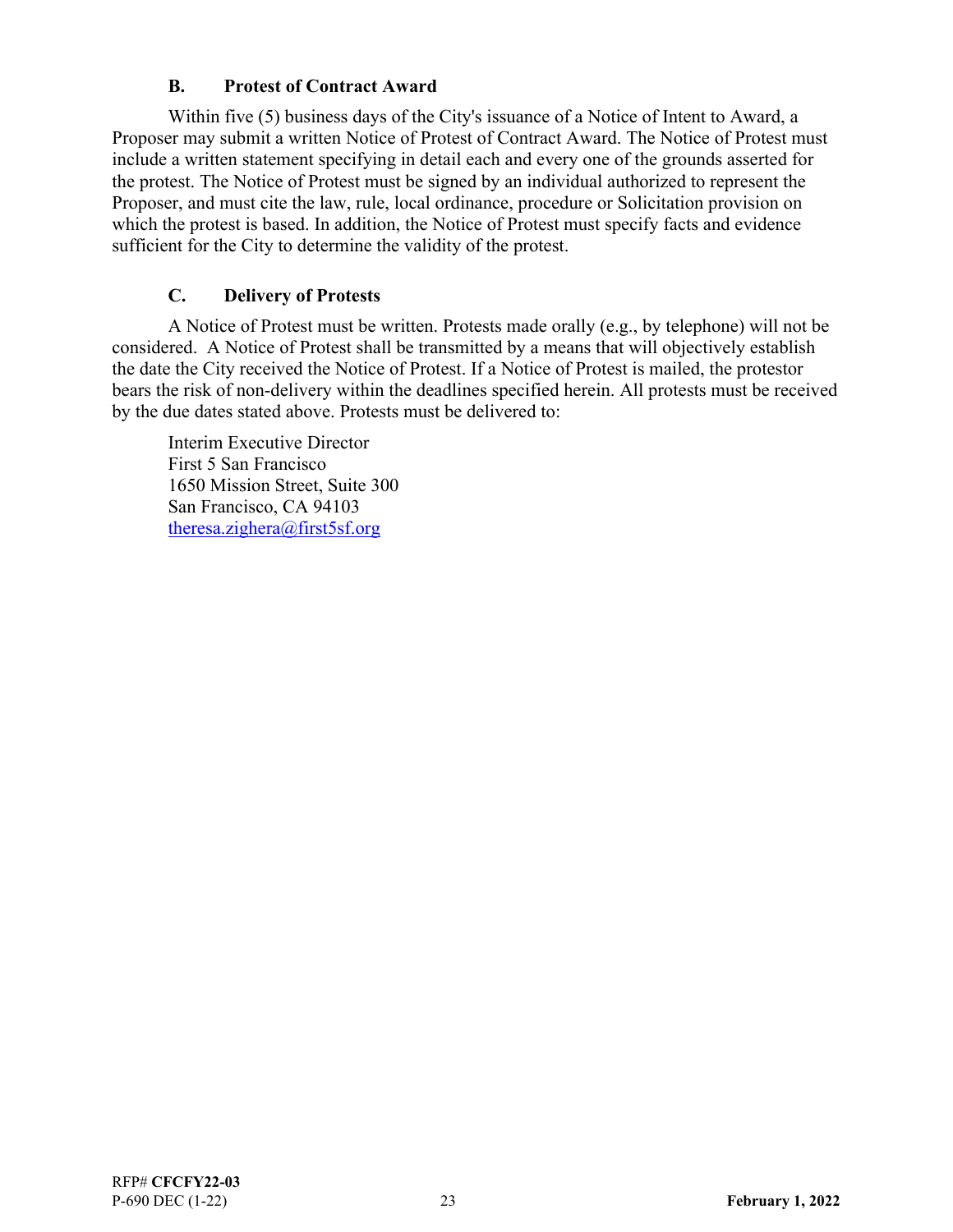### B. Protest of Contract Award

Within five (5) business days of the City's issuance of a Notice of Intent to Award, a Proposer may submit a written Notice of Protest of Contract Award. The Notice of Protest must include a written statement specifying in detail each and every one of the grounds asserted for the protest. The Notice of Protest must be signed by an individual authorized to represent the Proposer, and must cite the law, rule, local ordinance, procedure or Solicitation provision on which the protest is based. In addition, the Notice of Protest must specify facts and evidence sufficient for the City to determine the validity of the protest.

### C. Delivery of Protests

A Notice of Protest must be written. Protests made orally (e.g., by telephone) will not be considered. A Notice of Protest shall be transmitted by a means that will objectively establish the date the City received the Notice of Protest. If a Notice of Protest is mailed, the protestor bears the risk of non-delivery within the deadlines specified herein. All protests must be received by the due dates stated above. Protests must be delivered to:

Interim Executive Director
First 5 San Francisco
1650 Mission Street, Suite 300
San Francisco, CA 94103
theresa.zighera@first5sf.org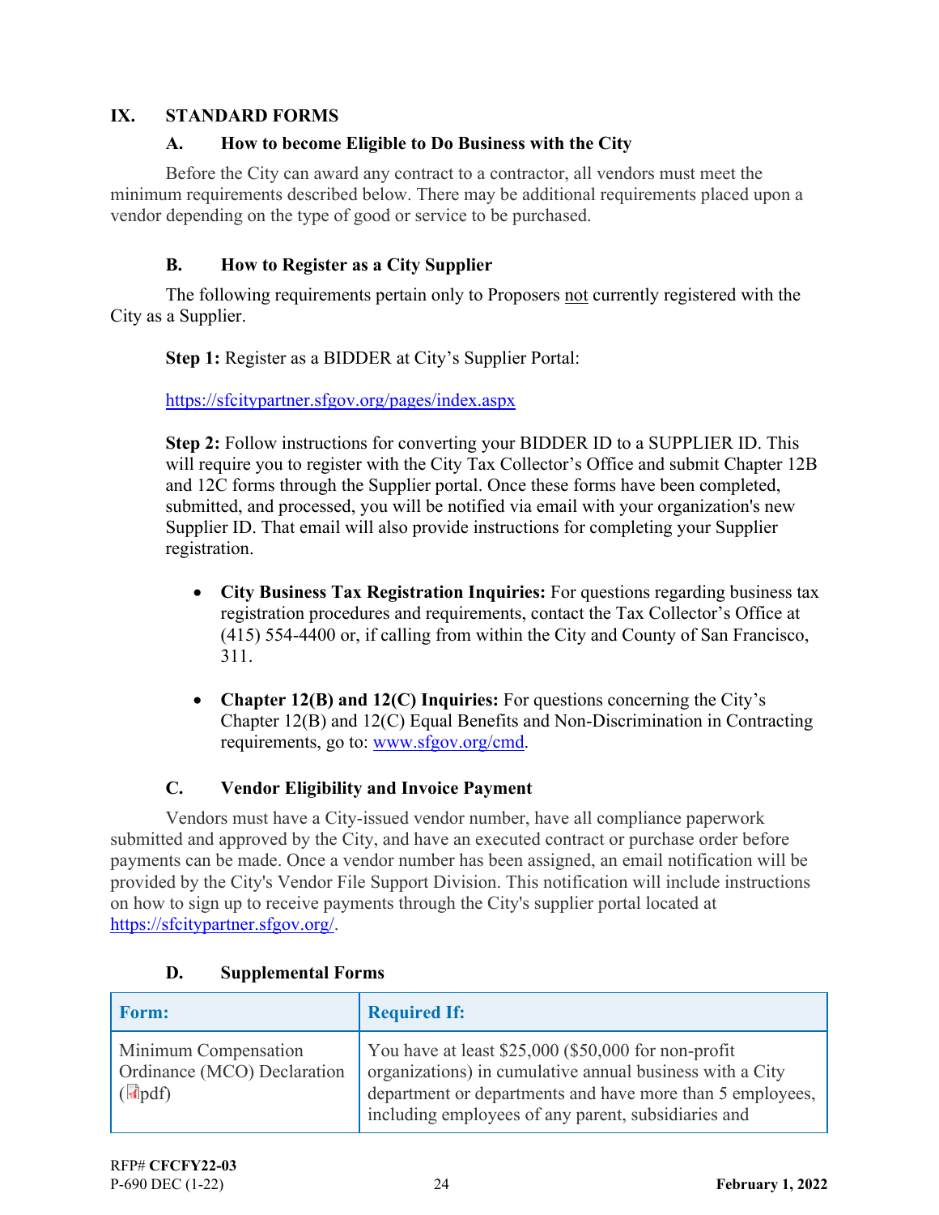## IX. STANDARD FORMS

### A. How to become Eligible to Do Business with the City

Before the City can award any contract to a contractor, all vendors must meet the minimum requirements described below. There may be additional requirements placed upon a vendor depending on the type of good or service to be purchased.

### B. How to Register as a City Supplier

The following requirements pertain only to Proposers not currently registered with the City as a Supplier.

**Step 1:** Register as a BIDDER at City's Supplier Portal:

https://sfcitypartner.sfgov.org/pages/index.aspx

**Step 2:** Follow instructions for converting your BIDDER ID to a SUPPLIER ID. This will require you to register with the City Tax Collector's Office and submit Chapter 12B and 12C forms through the Supplier portal. Once these forms have been completed, submitted, and processed, you will be notified via email with your organization's new Supplier ID. That email will also provide instructions for completing your Supplier registration.

- **City Business Tax Registration Inquiries:** For questions regarding business tax registration procedures and requirements, contact the Tax Collector's Office at (415) 554-4400 or, if calling from within the City and County of San Francisco, 311.

- **Chapter 12(B) and 12(C) Inquiries:** For questions concerning the City's Chapter 12(B) and 12(C) Equal Benefits and Non-Discrimination in Contracting requirements, go to: www.sfgov.org/cmd.

### C. Vendor Eligibility and Invoice Payment

Vendors must have a City-issued vendor number, have all compliance paperwork submitted and approved by the City, and have an executed contract or purchase order before payments can be made. Once a vendor number has been assigned, an email notification will be provided by the City's Vendor File Support Division. This notification will include instructions on how to sign up to receive payments through the City's supplier portal located at https://sfcitypartner.sfgov.org/.

### D. Supplemental Forms

| Form: | Required If: |
|---|---|
| Minimum Compensation Ordinance (MCO) Declaration (pdf) | You have at least $25,000 ($50,000 for non-profit organizations) in cumulative annual business with a City department or departments and have more than 5 employees, including employees of any parent, subsidiaries and |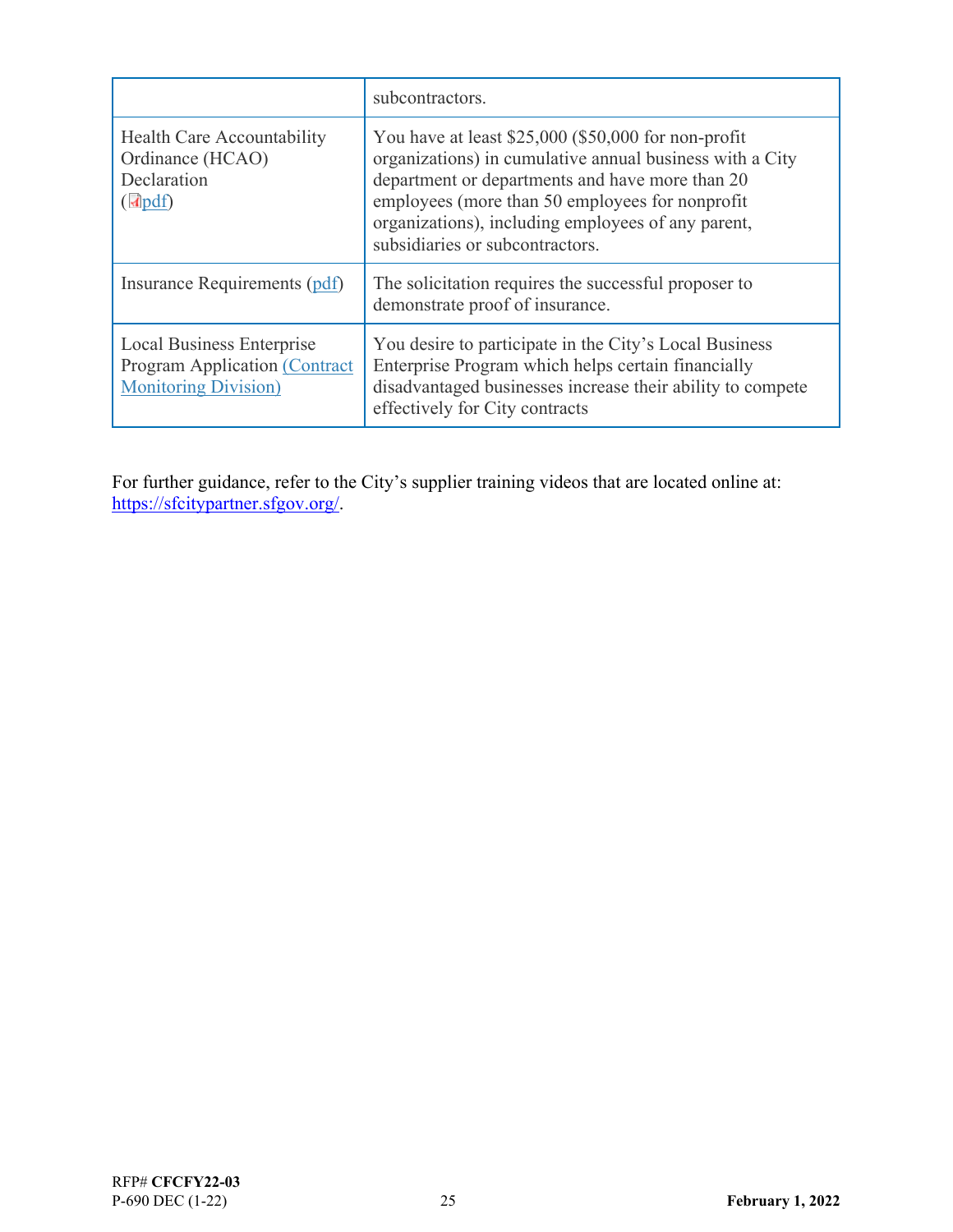| | |
|---|---|
| | subcontractors. |
| Health Care Accountability Ordinance (HCAO) Declaration (pdf) | You have at least $25,000 ($50,000 for non-profit organizations) in cumulative annual business with a City department or departments and have more than 20 employees (more than 50 employees for nonprofit organizations), including employees of any parent, subsidiaries or subcontractors. |
| Insurance Requirements (pdf) | The solicitation requires the successful proposer to demonstrate proof of insurance. |
| Local Business Enterprise Program Application (Contract Monitoring Division) | You desire to participate in the City's Local Business Enterprise Program which helps certain financially disadvantaged businesses increase their ability to compete effectively for City contracts |

For further guidance, refer to the City's supplier training videos that are located online at: https://sfcitypartner.sfgov.org/.